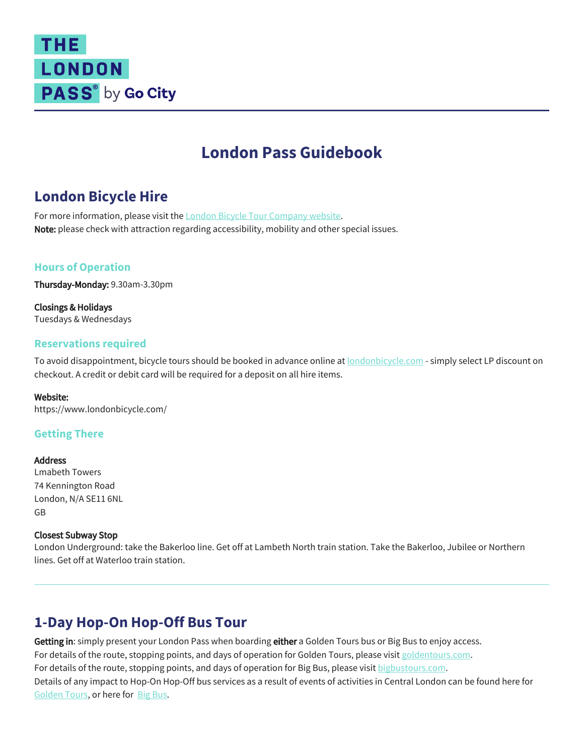# London Pass Guidebook

## London Bicycle Hire

For more information, please visit the [London Bicycle Tour Company website](https://www.londonbicycle.com/).
**Note:** please check with attraction regarding accessibility, mobility and other special issues.

### Hours of Operation

**Thursday-Monday:** 9.30am-3.30pm

**Closings & Holidays**
Tuesdays & Wednesdays

### Reservations required

To avoid disappointment, bicycle tours should be booked in advance online at [londonbicycle.com](https://www.londonbicycle.com/) - simply select LP discount on checkout. A credit or debit card will be required for a deposit on all hire items.

**Website:**
https://www.londonbicycle.com/

### Getting There

**Address**
Lmabeth Towers
74 Kennington Road
London, N/A SE11 6NL
GB

**Closest Subway Stop**
London Underground: take the Bakerloo line. Get off at Lambeth North train station. Take the Bakerloo, Jubilee or Northern lines. Get off at Waterloo train station.

---

## 1-Day Hop-On Hop-Off Bus Tour

**Getting in**: simply present your London Pass when boarding **either** a Golden Tours bus or Big Bus to enjoy access.
For details of the route, stopping points, and days of operation for Golden Tours, please visit [goldentours.com](goldentours.com).
For details of the route, stopping points, and days of operation for Big Bus, please visit [bigbustours.com](bigbustours.com).
Details of any impact to Hop-On Hop-Off bus services as a result of events of activities in Central London can be found here for Golden Tours, or here for Big Bus.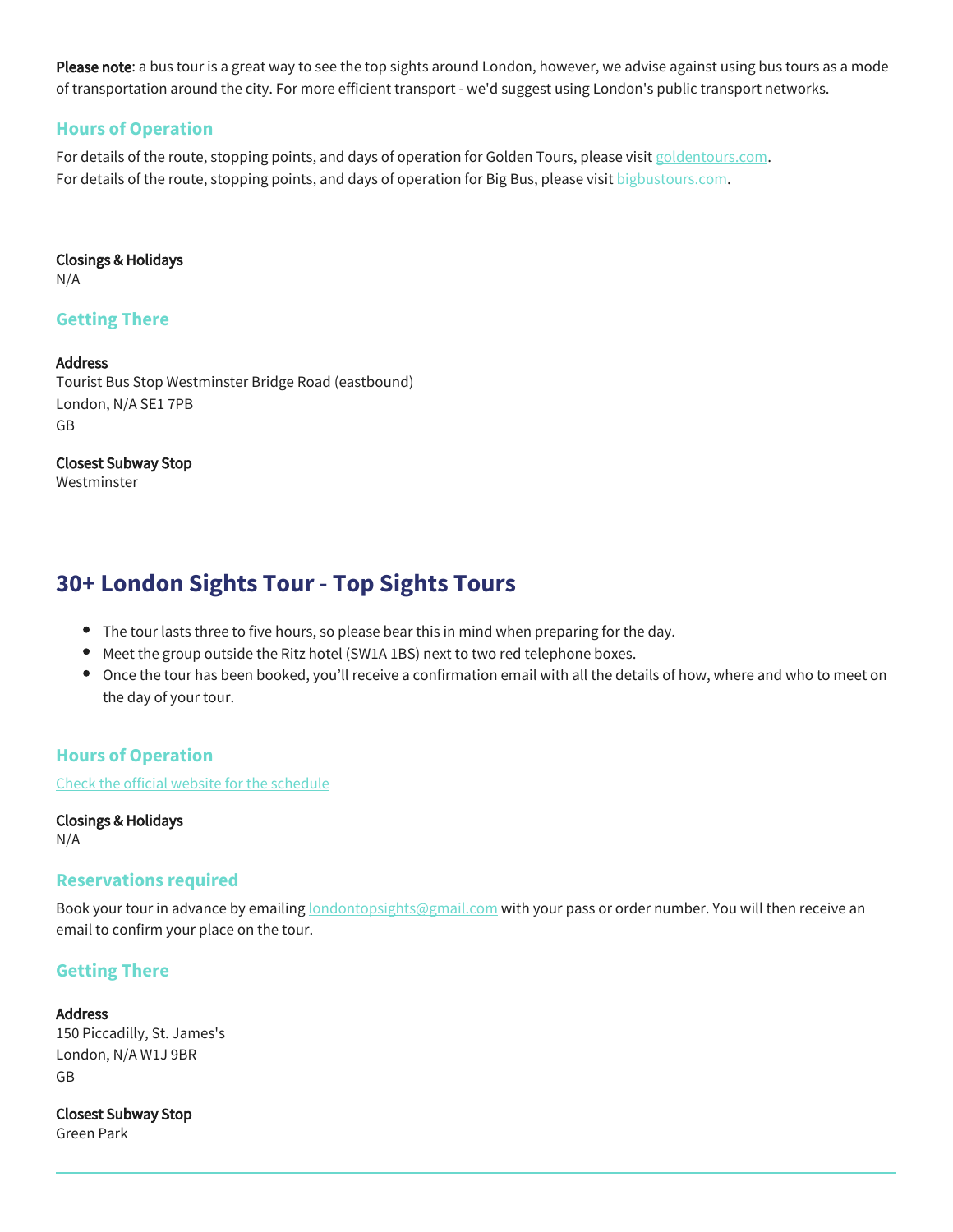**Please note**: a bus tour is a great way to see the top sights around London, however, we advise against using bus tours as a mode of transportation around the city. For more efficient transport - we'd suggest using London's public transport networks.

### Hours of Operation

For details of the route, stopping points, and days of operation for Golden Tours, please visit [goldentours.com](goldentours.com).
For details of the route, stopping points, and days of operation for Big Bus, please visit [bigbustours.com](bigbustours.com).

**Closings & Holidays**
N/A

### Getting There

**Address**
Tourist Bus Stop Westminster Bridge Road (eastbound)
London, N/A SE1 7PB
GB

**Closest Subway Stop**
Westminster

---

## 30+ London Sights Tour - Top Sights Tours

- The tour lasts three to five hours, so please bear this in mind when preparing for the day.
- Meet the group outside the Ritz hotel (SW1A 1BS) next to two red telephone boxes.
- Once the tour has been booked, you'll receive a confirmation email with all the details of how, where and who to meet on the day of your tour.

### Hours of Operation

Check the official website for the schedule

**Closings & Holidays**
N/A

### Reservations required

Book your tour in advance by emailing londontopsights@gmail.com with your pass or order number. You will then receive an email to confirm your place on the tour.

### Getting There

**Address**
150 Piccadilly, St. James's
London, N/A W1J 9BR
GB

**Closest Subway Stop**
Green Park

---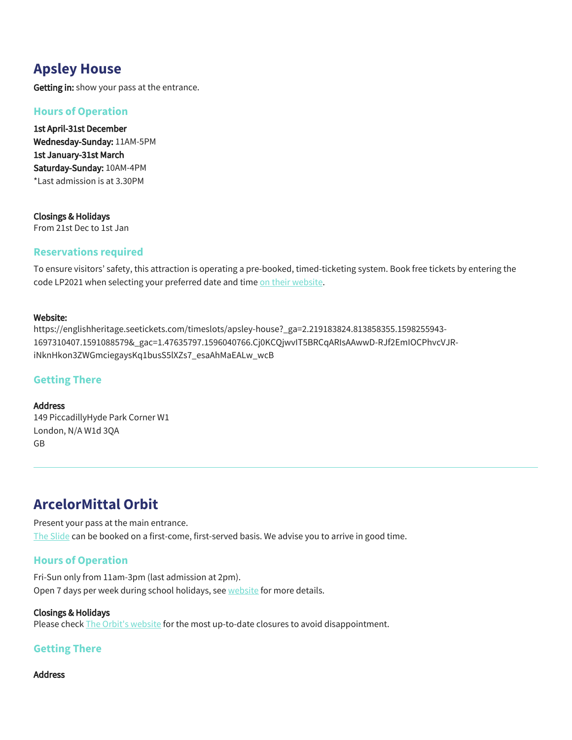## Apsley House

**Getting in:** show your pass at the entrance.

### Hours of Operation

**1st April-31st December**
**Wednesday-Sunday:** 11AM-5PM
**1st January-31st March**
**Saturday-Sunday:** 10AM-4PM
*Last admission is at 3.30PM

**Closings & Holidays**
From 21st Dec to 1st Jan

### Reservations required

To ensure visitors' safety, this attraction is operating a pre-booked, timed-ticketing system. Book free tickets by entering the code LP2021 when selecting your preferred date and time on their website.

**Website:**
https://englishheritage.seetickets.com/timeslots/apsley-house?_ga=2.219183824.813858355.1598255943-1697310407.1591088579&_gac=1.47635797.1596040766.Cj0KCQjwvIT5BRCqARIsAAwwD-RJf2EmIOCPhvcVJR-iNknHkon3ZWGmciegaysKq1busS5lXZs7_esaAhMaEALw_wcB

### Getting There

**Address**
149 PiccadillyHyde Park Corner W1
London, N/A W1d 3QA
GB

---

## ArcelorMittal Orbit

Present your pass at the main entrance.
The Slide can be booked on a first-come, first-served basis. We advise you to arrive in good time.

### Hours of Operation

Fri-Sun only from 11am-3pm (last admission at 2pm).
Open 7 days per week during school holidays, see website for more details.

**Closings & Holidays**
Please check The Orbit's website for the most up-to-date closures to avoid disappointment.

### Getting There

**Address**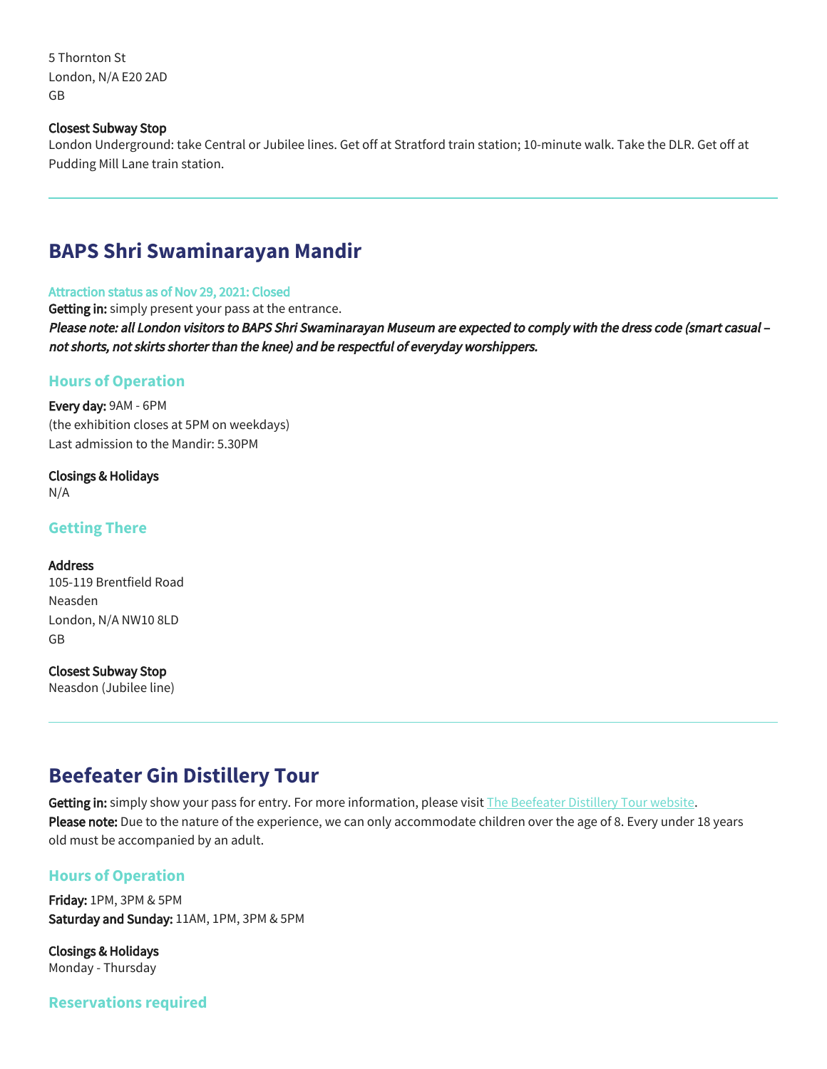5 Thornton St
London, N/A E20 2AD
GB

**Closest Subway Stop**
London Underground: take Central or Jubilee lines. Get off at Stratford train station; 10-minute walk. Take the DLR. Get off at Pudding Mill Lane train station.

---

## BAPS Shri Swaminarayan Mandir

Attraction status as of Nov 29, 2021: Closed
**Getting in:** simply present your pass at the entrance.
***Please note: all London visitors to BAPS Shri Swaminarayan Museum are expected to comply with the dress code (smart casual – not shorts, not skirts shorter than the knee) and be respectful of everyday worshippers.***

### Hours of Operation

**Every day:** 9AM - 6PM
(the exhibition closes at 5PM on weekdays)
Last admission to the Mandir: 5.30PM

**Closings & Holidays**
N/A

### Getting There

**Address**
105-119 Brentfield Road
Neasden
London, N/A NW10 8LD
GB

**Closest Subway Stop**
Neasdon (Jubilee line)

---

## Beefeater Gin Distillery Tour

**Getting in:** simply show your pass for entry. For more information, please visit The Beefeater Distillery Tour website.
**Please note:** Due to the nature of the experience, we can only accommodate children over the age of 8. Every under 18 years old must be accompanied by an adult.

### Hours of Operation

**Friday:** 1PM, 3PM & 5PM
**Saturday and Sunday:** 11AM, 1PM, 3PM & 5PM

**Closings & Holidays**
Monday - Thursday

### Reservations required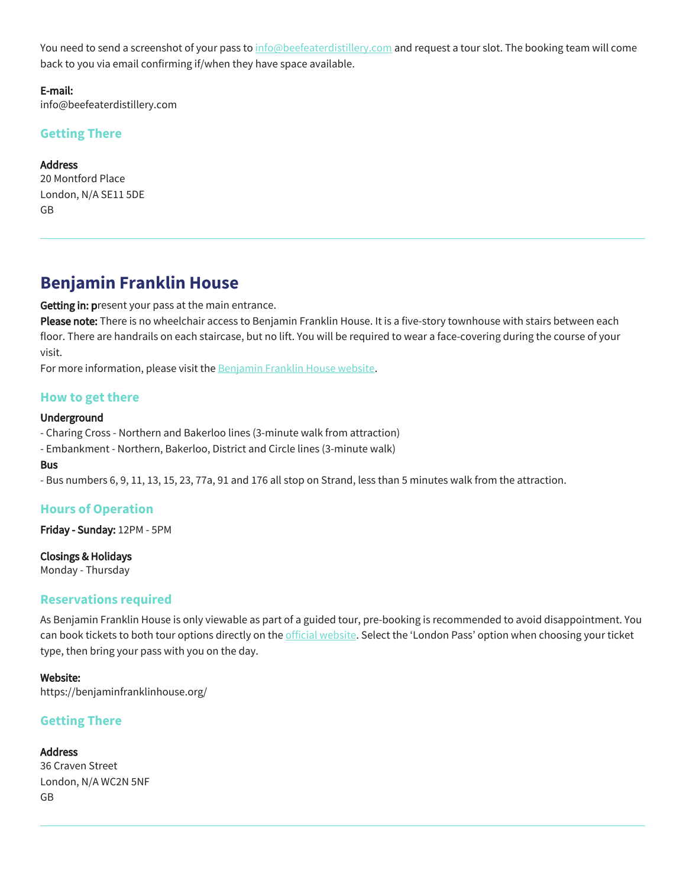You need to send a screenshot of your pass to info@beefeaterdistillery.com and request a tour slot. The booking team will come back to you via email confirming if/when they have space available.

**E-mail:**
info@beefeaterdistillery.com

### Getting There

**Address**
20 Montford Place
London, N/A SE11 5DE
GB

---

## Benjamin Franklin House

**Getting in: p**resent your pass at the main entrance.
**Please note:** There is no wheelchair access to Benjamin Franklin House. It is a five-story townhouse with stairs between each floor. There are handrails on each staircase, but no lift. You will be required to wear a face-covering during the course of your visit.
For more information, please visit the Benjamin Franklin House website.

### How to get there

**Underground**
- Charing Cross - Northern and Bakerloo lines (3-minute walk from attraction)
- Embankment - Northern, Bakerloo, District and Circle lines (3-minute walk)

**Bus**
- Bus numbers 6, 9, 11, 13, 15, 23, 77a, 91 and 176 all stop on Strand, less than 5 minutes walk from the attraction.

### Hours of Operation

**Friday - Sunday:** 12PM - 5PM

**Closings & Holidays**
Monday - Thursday

### Reservations required

As Benjamin Franklin House is only viewable as part of a guided tour, pre-booking is recommended to avoid disappointment. You can book tickets to both tour options directly on the official website. Select the 'London Pass' option when choosing your ticket type, then bring your pass with you on the day.

**Website:**
https://benjaminfranklinhouse.org/

### Getting There

**Address**
36 Craven Street
London, N/A WC2N 5NF
GB

---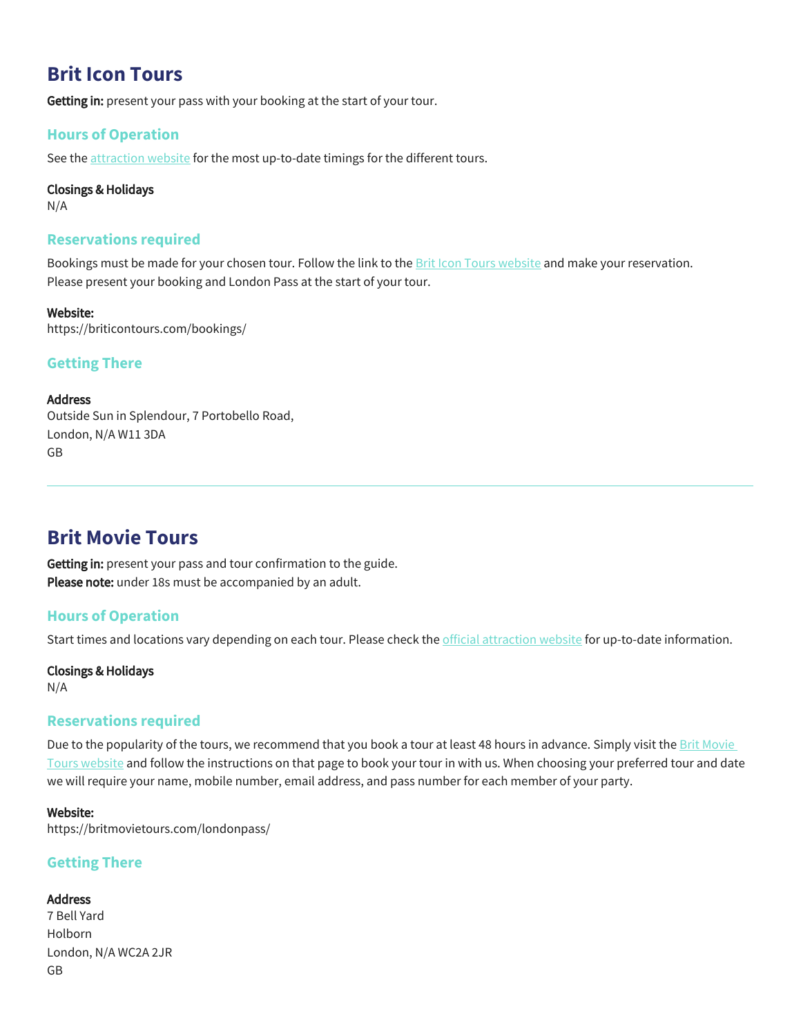# Brit Icon Tours

**Getting in:** present your pass with your booking at the start of your tour.

### Hours of Operation

See the attraction website for the most up-to-date timings for the different tours.

**Closings & Holidays**
N/A

### Reservations required

Bookings must be made for your chosen tour. Follow the link to the Brit Icon Tours website and make your reservation. Please present your booking and London Pass at the start of your tour.

**Website:**
https://briticontours.com/bookings/

### Getting There

**Address**
Outside Sun in Splendour, 7 Portobello Road,
London, N/A W11 3DA
GB

---

# Brit Movie Tours

**Getting in:** present your pass and tour confirmation to the guide.
**Please note:** under 18s must be accompanied by an adult.

### Hours of Operation

Start times and locations vary depending on each tour. Please check the official attraction website for up-to-date information.

**Closings & Holidays**
N/A

### Reservations required

Due to the popularity of the tours, we recommend that you book a tour at least 48 hours in advance. Simply visit the Brit Movie Tours website and follow the instructions on that page to book your tour in with us. When choosing your preferred tour and date we will require your name, mobile number, email address, and pass number for each member of your party.

**Website:**
https://britmovietours.com/londonpass/

### Getting There

**Address**
7 Bell Yard
Holborn
London, N/A WC2A 2JR
GB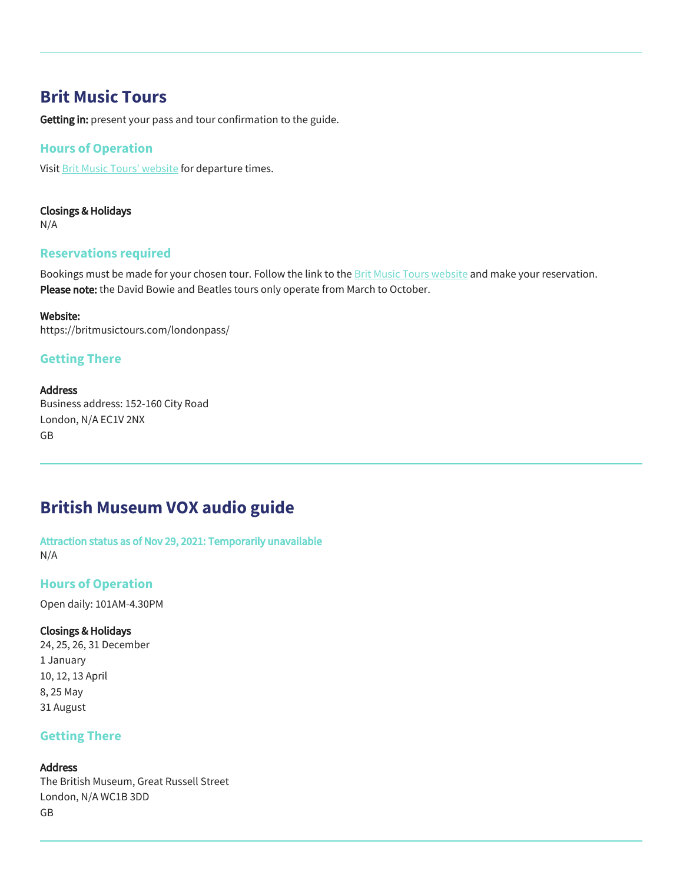## Brit Music Tours

**Getting in:** present your pass and tour confirmation to the guide.

### Hours of Operation

Visit Brit Music Tours' website for departure times.

**Closings & Holidays**
N/A

### Reservations required

Bookings must be made for your chosen tour. Follow the link to the Brit Music Tours website and make your reservation.
**Please note:** the David Bowie and Beatles tours only operate from March to October.

**Website:**
https://britmusictours.com/londonpass/

### Getting There

**Address**
Business address: 152-160 City Road
London, N/A EC1V 2NX
GB

## British Museum VOX audio guide

**Attraction status as of Nov 29, 2021: Temporarily unavailable**
N/A

### Hours of Operation

Open daily: 101AM-4.30PM

**Closings & Holidays**
24, 25, 26, 31 December
1 January
10, 12, 13 April
8, 25 May
31 August

### Getting There

**Address**
The British Museum, Great Russell Street
London, N/A WC1B 3DD
GB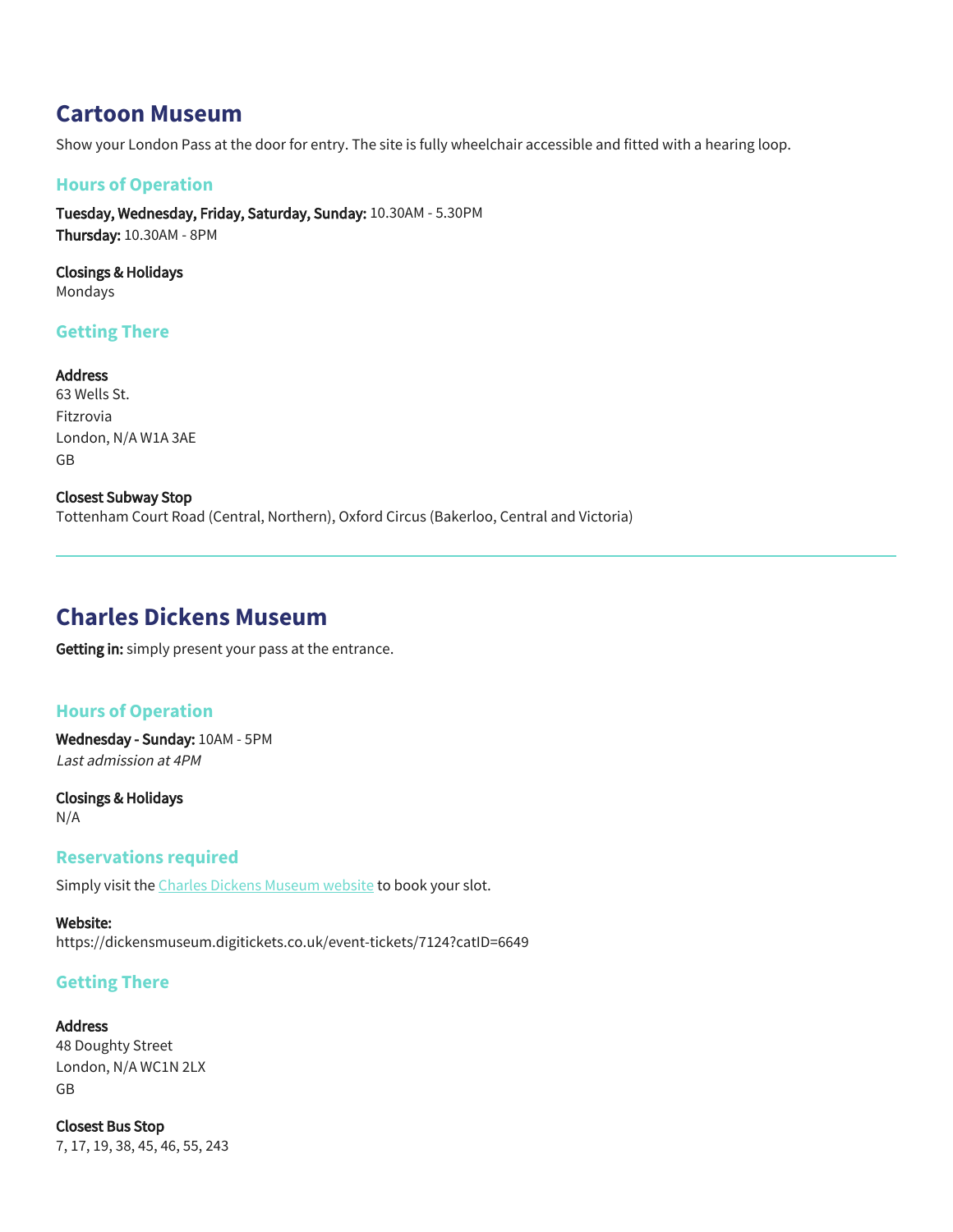## Cartoon Museum

Show your London Pass at the door for entry. The site is fully wheelchair accessible and fitted with a hearing loop.

### Hours of Operation

**Tuesday, Wednesday, Friday, Saturday, Sunday:** 10.30AM - 5.30PM
**Thursday:** 10.30AM - 8PM

**Closings & Holidays**
Mondays

### Getting There

**Address**
63 Wells St.
Fitzrovia
London, N/A W1A 3AE
GB

**Closest Subway Stop**
Tottenham Court Road (Central, Northern), Oxford Circus (Bakerloo, Central and Victoria)

---

## Charles Dickens Museum

**Getting in:** simply present your pass at the entrance.

### Hours of Operation

**Wednesday - Sunday:** 10AM - 5PM
*Last admission at 4PM*

**Closings & Holidays**
N/A

### Reservations required

Simply visit the [Charles Dickens Museum website](https://dickensmuseum.digitickets.co.uk/event-tickets/7124?catID=6649) to book your slot.

**Website:**
https://dickensmuseum.digitickets.co.uk/event-tickets/7124?catID=6649

### Getting There

**Address**
48 Doughty Street
London, N/A WC1N 2LX
GB

**Closest Bus Stop**
7, 17, 19, 38, 45, 46, 55, 243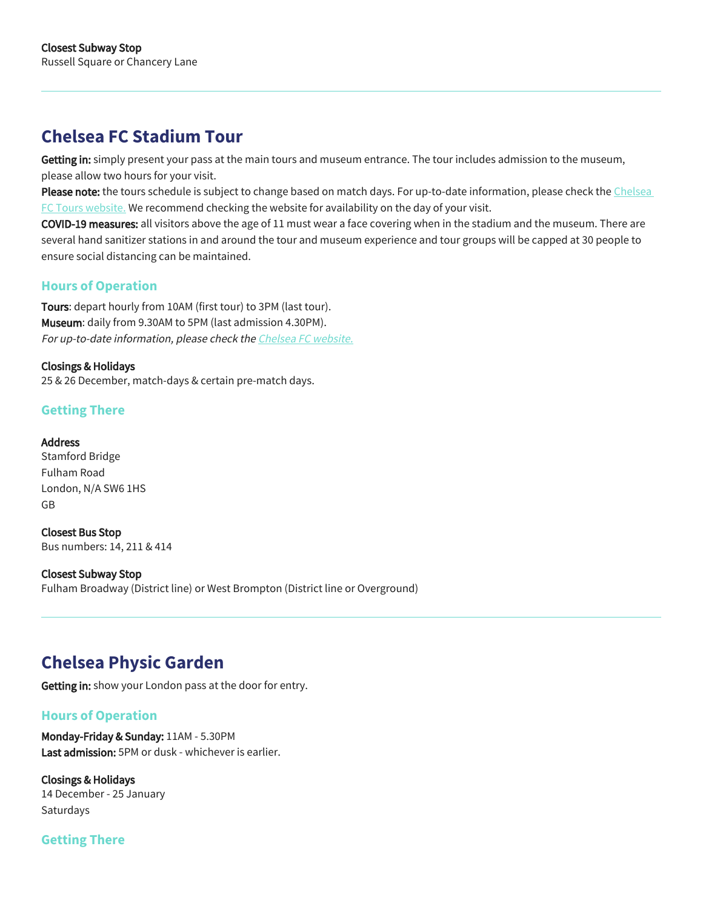**Closest Subway Stop**
Russell Square or Chancery Lane

---

## Chelsea FC Stadium Tour

**Getting in:** simply present your pass at the main tours and museum entrance. The tour includes admission to the museum, please allow two hours for your visit.
**Please note:** the tours schedule is subject to change based on match days. For up-to-date information, please check the Chelsea FC Tours website. We recommend checking the website for availability on the day of your visit.
**COVID-19 measures:** all visitors above the age of 11 must wear a face covering when in the stadium and the museum. There are several hand sanitizer stations in and around the tour and museum experience and tour groups will be capped at 30 people to ensure social distancing can be maintained.

### Hours of Operation

**Tours**: depart hourly from 10AM (first tour) to 3PM (last tour).
**Museum**: daily from 9.30AM to 5PM (last admission 4.30PM).
*For up-to-date information, please check the Chelsea FC website.*

**Closings & Holidays**
25 & 26 December, match-days & certain pre-match days.

### Getting There

**Address**
Stamford Bridge
Fulham Road
London, N/A SW6 1HS
GB

**Closest Bus Stop**
Bus numbers: 14, 211 & 414

**Closest Subway Stop**
Fulham Broadway (District line) or West Brompton (District line or Overground)

---

## Chelsea Physic Garden

**Getting in:** show your London pass at the door for entry.

### Hours of Operation

**Monday-Friday & Sunday:** 11AM - 5.30PM
**Last admission:** 5PM or dusk - whichever is earlier.

**Closings & Holidays**
14 December - 25 January
Saturdays

### Getting There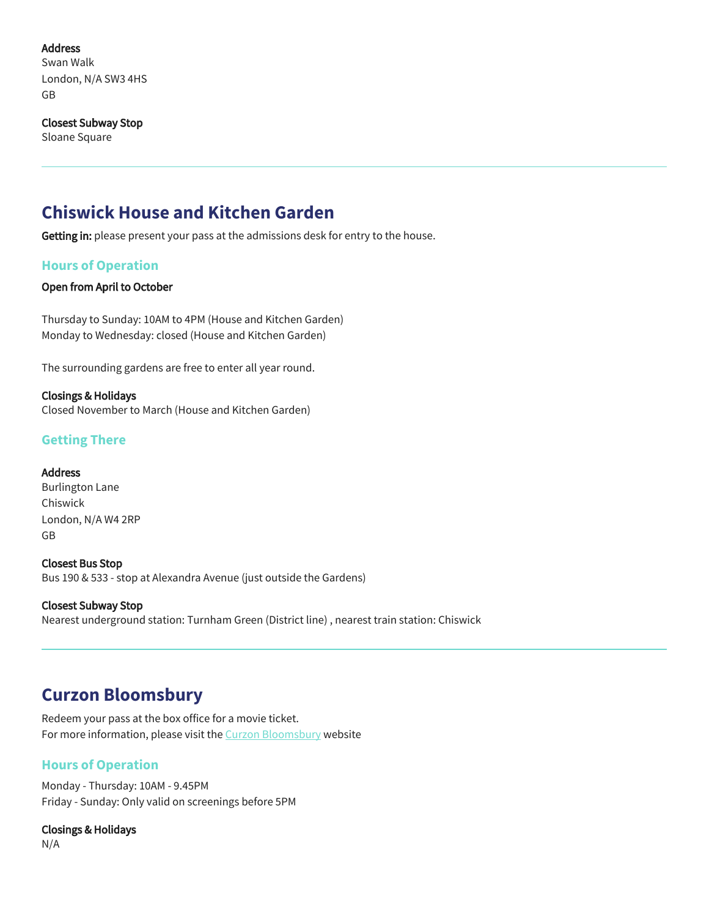**Address**
Swan Walk
London, N/A SW3 4HS
GB

**Closest Subway Stop**
Sloane Square

---

## Chiswick House and Kitchen Garden

**Getting in:** please present your pass at the admissions desk for entry to the house.

### Hours of Operation

**Open from April to October**

Thursday to Sunday: 10AM to 4PM (House and Kitchen Garden)
Monday to Wednesday: closed (House and Kitchen Garden)

The surrounding gardens are free to enter all year round.

**Closings & Holidays**
Closed November to March (House and Kitchen Garden)

### Getting There

**Address**
Burlington Lane
Chiswick
London, N/A W4 2RP
GB

**Closest Bus Stop**
Bus 190 & 533 - stop at Alexandra Avenue (just outside the Gardens)

**Closest Subway Stop**
Nearest underground station: Turnham Green (District line) , nearest train station: Chiswick

---

## Curzon Bloomsbury

Redeem your pass at the box office for a movie ticket.
For more information, please visit the Curzon Bloomsbury website

### Hours of Operation

Monday - Thursday: 10AM - 9.45PM
Friday - Sunday: Only valid on screenings before 5PM

**Closings & Holidays**
N/A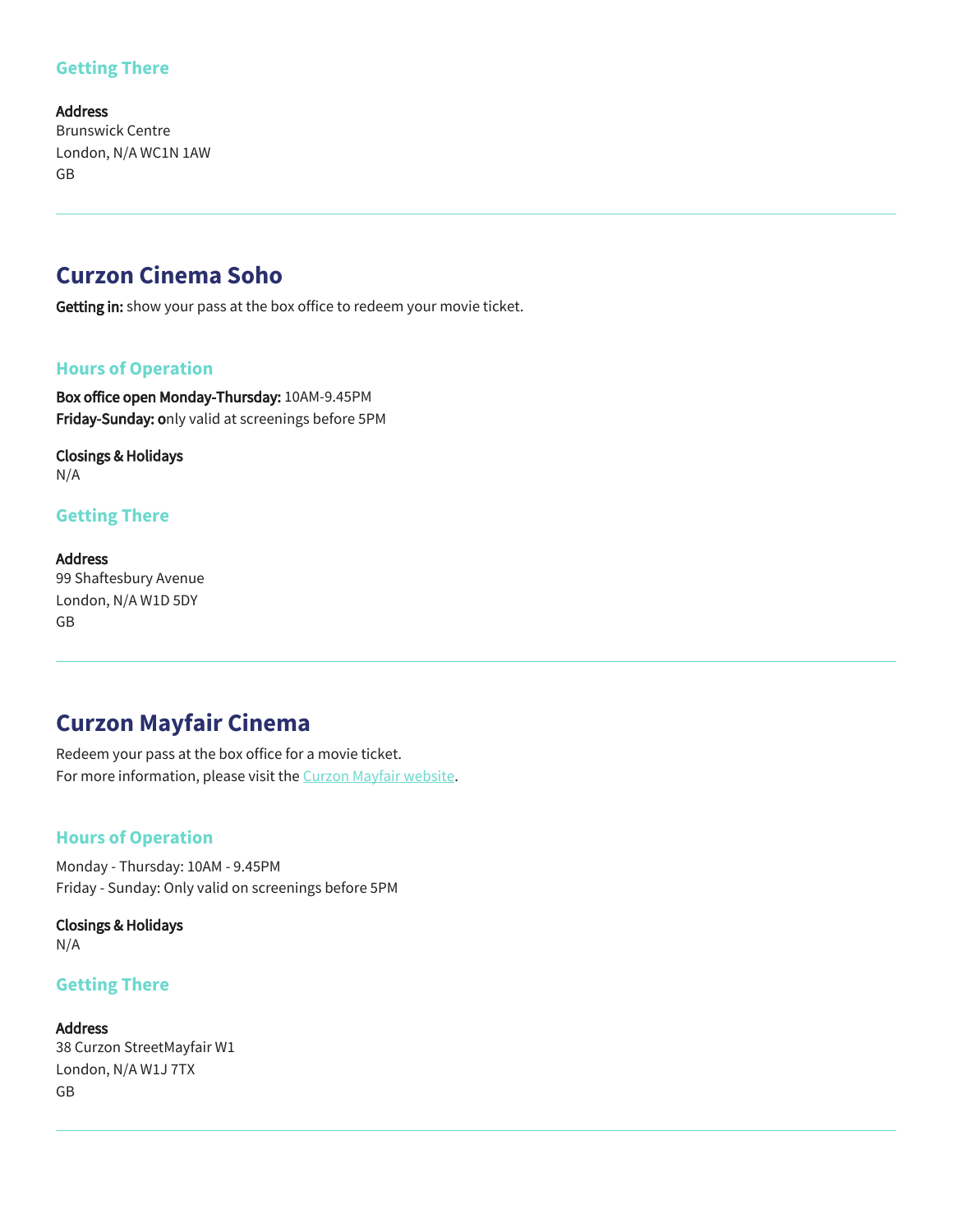### Getting There

**Address**
Brunswick Centre
London, N/A WC1N 1AW
GB

---

## Curzon Cinema Soho

**Getting in:** show your pass at the box office to redeem your movie ticket.

### Hours of Operation

**Box office open Monday-Thursday:** 10AM-9.45PM
**Friday-Sunday: o**nly valid at screenings before 5PM

**Closings & Holidays**
N/A

### Getting There

**Address**
99 Shaftesbury Avenue
London, N/A W1D 5DY
GB

---

## Curzon Mayfair Cinema

Redeem your pass at the box office for a movie ticket.
For more information, please visit the Curzon Mayfair website.

### Hours of Operation

Monday - Thursday: 10AM - 9.45PM
Friday - Sunday: Only valid on screenings before 5PM

**Closings & Holidays**
N/A

### Getting There

**Address**
38 Curzon StreetMayfair W1
London, N/A W1J 7TX
GB

---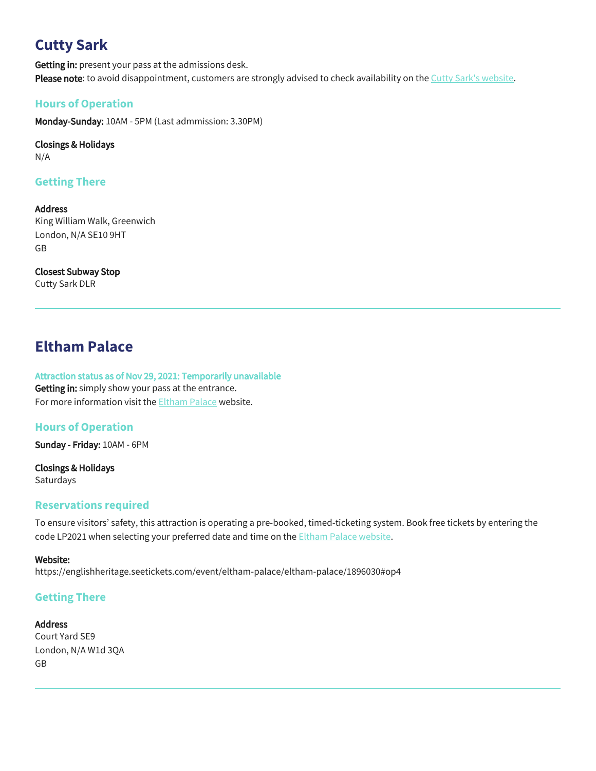## Cutty Sark

**Getting in:** present your pass at the admissions desk.
**Please note**: to avoid disappointment, customers are strongly advised to check availability on the Cutty Sark's website.

### Hours of Operation

**Monday-Sunday:** 10AM - 5PM (Last admmission: 3.30PM)

**Closings & Holidays**
N/A

### Getting There

**Address**
King William Walk, Greenwich
London, N/A SE10 9HT
GB

**Closest Subway Stop**
Cutty Sark DLR

---

## Eltham Palace

**Attraction status as of Nov 29, 2021: Temporarily unavailable**
**Getting in:** simply show your pass at the entrance.
For more information visit the Eltham Palace website.

### Hours of Operation

**Sunday - Friday:** 10AM - 6PM

**Closings & Holidays**
Saturdays

### Reservations required

To ensure visitors' safety, this attraction is operating a pre-booked, timed-ticketing system. Book free tickets by entering the code LP2021 when selecting your preferred date and time on the Eltham Palace website.

**Website:**
https://englishheritage.seetickets.com/event/eltham-palace/eltham-palace/1896030#op4

### Getting There

**Address**
Court Yard SE9
London, N/A W1d 3QA
GB

---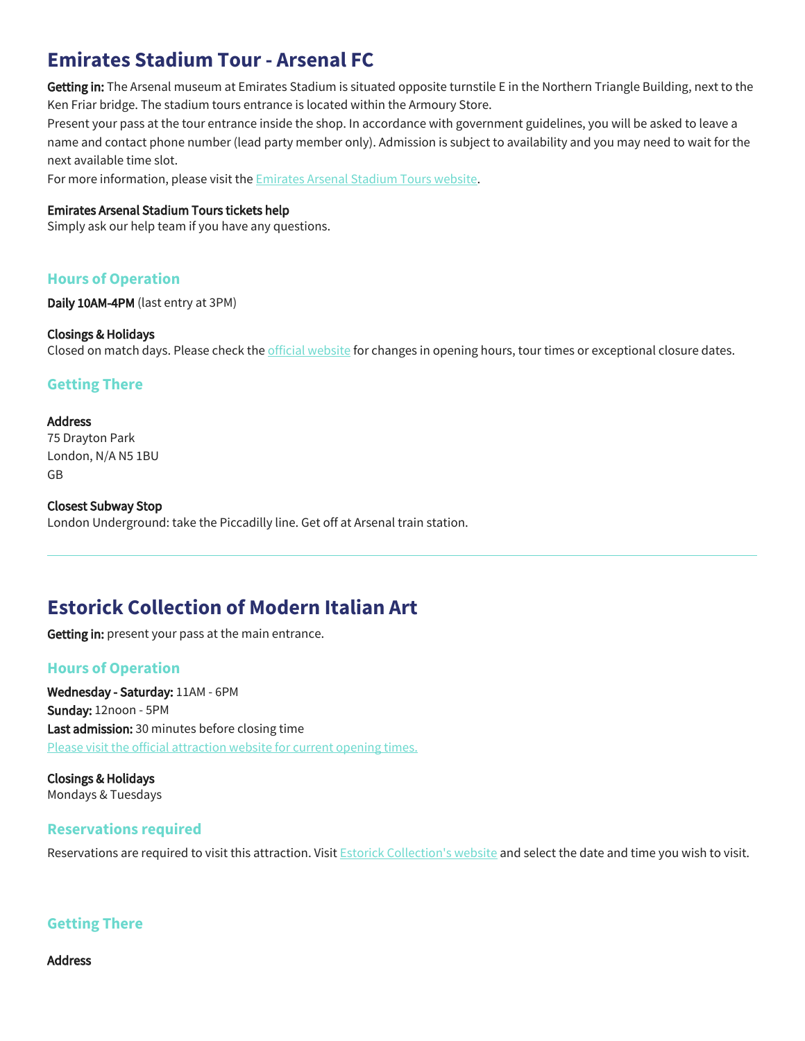# Emirates Stadium Tour - Arsenal FC

**Getting in:** The Arsenal museum at Emirates Stadium is situated opposite turnstile E in the Northern Triangle Building, next to the Ken Friar bridge. The stadium tours entrance is located within the Armoury Store.

Present your pass at the tour entrance inside the shop. In accordance with government guidelines, you will be asked to leave a name and contact phone number (lead party member only). Admission is subject to availability and you may need to wait for the next available time slot.

For more information, please visit the [Emirates Arsenal Stadium Tours website](#).

**Emirates Arsenal Stadium Tours tickets help**
Simply ask our help team if you have any questions.

## Hours of Operation

**Daily 10AM-4PM** (last entry at 3PM)

**Closings & Holidays**
Closed on match days. Please check the [official website](#) for changes in opening hours, tour times or exceptional closure dates.

## Getting There

**Address**
75 Drayton Park
London, N/A N5 1BU
GB

**Closest Subway Stop**
London Underground: take the Piccadilly line. Get off at Arsenal train station.

---

# Estorick Collection of Modern Italian Art

**Getting in:** present your pass at the main entrance.

## Hours of Operation

**Wednesday - Saturday:** 11AM - 6PM
**Sunday:** 12noon - 5PM
**Last admission:** 30 minutes before closing time
[Please visit the official attraction website for current opening times.](#)

**Closings & Holidays**
Mondays & Tuesdays

## Reservations required

Reservations are required to visit this attraction. Visit [Estorick Collection's website](#) and select the date and time you wish to visit.

## Getting There

**Address**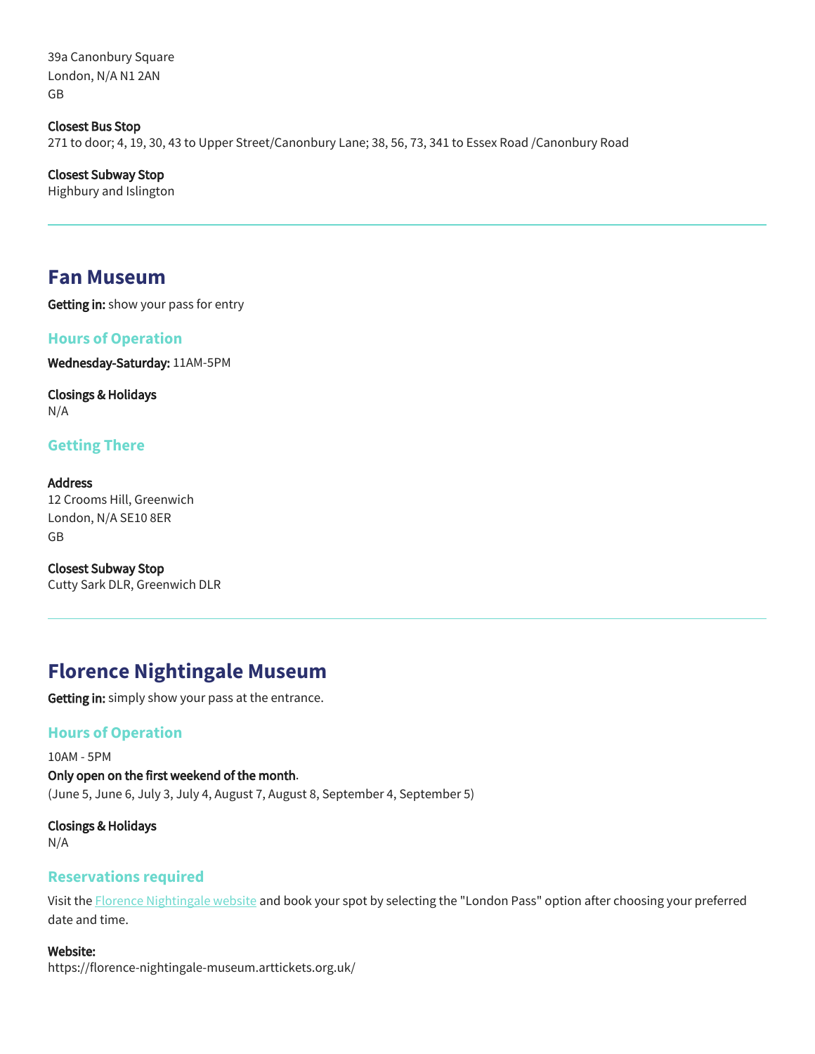39a Canonbury Square
London, N/A N1 2AN
GB

**Closest Bus Stop**
271 to door; 4, 19, 30, 43 to Upper Street/Canonbury Lane; 38, 56, 73, 341 to Essex Road /Canonbury Road

**Closest Subway Stop**
Highbury and Islington

---

## Fan Museum

**Getting in:** show your pass for entry

### Hours of Operation

**Wednesday-Saturday:** 11AM-5PM

**Closings & Holidays**
N/A

### Getting There

**Address**
12 Crooms Hill, Greenwich
London, N/A SE10 8ER
GB

**Closest Subway Stop**
Cutty Sark DLR, Greenwich DLR

---

## Florence Nightingale Museum

**Getting in:** simply show your pass at the entrance.

### Hours of Operation

10AM - 5PM
**Only open on the first weekend of the month**.
(June 5, June 6, July 3, July 4, August 7, August 8, September 4, September 5)

**Closings & Holidays**
N/A

### Reservations required

Visit the [Florence Nightingale website](https://florence-nightingale-museum.arttickets.org.uk/) and book your spot by selecting the "London Pass" option after choosing your preferred date and time.

**Website:**
https://florence-nightingale-museum.arttickets.org.uk/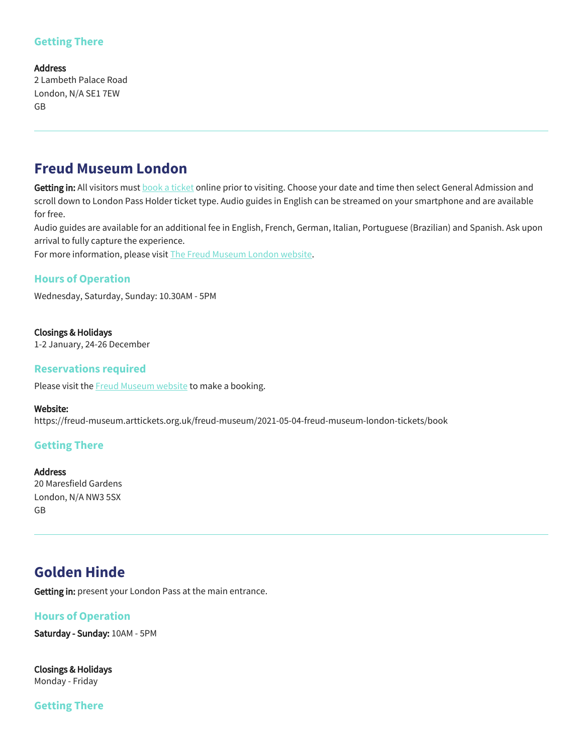### Getting There

**Address**
2 Lambeth Palace Road
London, N/A SE1 7EW
GB

---

## Freud Museum London

**Getting in:** All visitors must book a ticket online prior to visiting. Choose your date and time then select General Admission and scroll down to London Pass Holder ticket type. Audio guides in English can be streamed on your smartphone and are available for free.
Audio guides are available for an additional fee in English, French, German, Italian, Portuguese (Brazilian) and Spanish. Ask upon arrival to fully capture the experience.
For more information, please visit The Freud Museum London website.

### Hours of Operation

Wednesday, Saturday, Sunday: 10.30AM - 5PM

**Closings & Holidays**
1-2 January, 24-26 December

### Reservations required

Please visit the Freud Museum website to make a booking.

**Website:**
https://freud-museum.arttickets.org.uk/freud-museum/2021-05-04-freud-museum-london-tickets/book

### Getting There

**Address**
20 Maresfield Gardens
London, N/A NW3 5SX
GB

---

## Golden Hinde

**Getting in:** present your London Pass at the main entrance.

### Hours of Operation

**Saturday - Sunday:** 10AM - 5PM

**Closings & Holidays**
Monday - Friday

### Getting There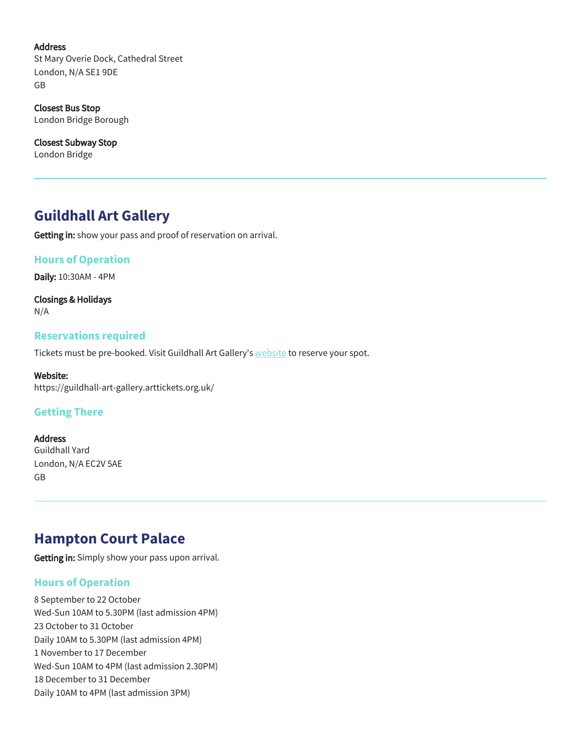**Address**
St Mary Overie Dock, Cathedral Street
London, N/A SE1 9DE
GB

**Closest Bus Stop**
London Bridge Borough

**Closest Subway Stop**
London Bridge

---

## Guildhall Art Gallery

**Getting in:** show your pass and proof of reservation on arrival.

### Hours of Operation

**Daily:** 10:30AM - 4PM

**Closings & Holidays**
N/A

### Reservations required

Tickets must be pre-booked. Visit Guildhall Art Gallery's website to reserve your spot.

**Website:**
https://guildhall-art-gallery.arttickets.org.uk/

### Getting There

**Address**
Guildhall Yard
London, N/A EC2V 5AE
GB

---

## Hampton Court Palace

**Getting in:** Simply show your pass upon arrival.

### Hours of Operation

8 September to 22 October
Wed-Sun 10AM to 5.30PM (last admission 4PM)
23 October to 31 October
Daily 10AM to 5.30PM (last admission 4PM)
1 November to 17 December
Wed-Sun 10AM to 4PM (last admission 2.30PM)
18 December to 31 December
Daily 10AM to 4PM (last admission 3PM)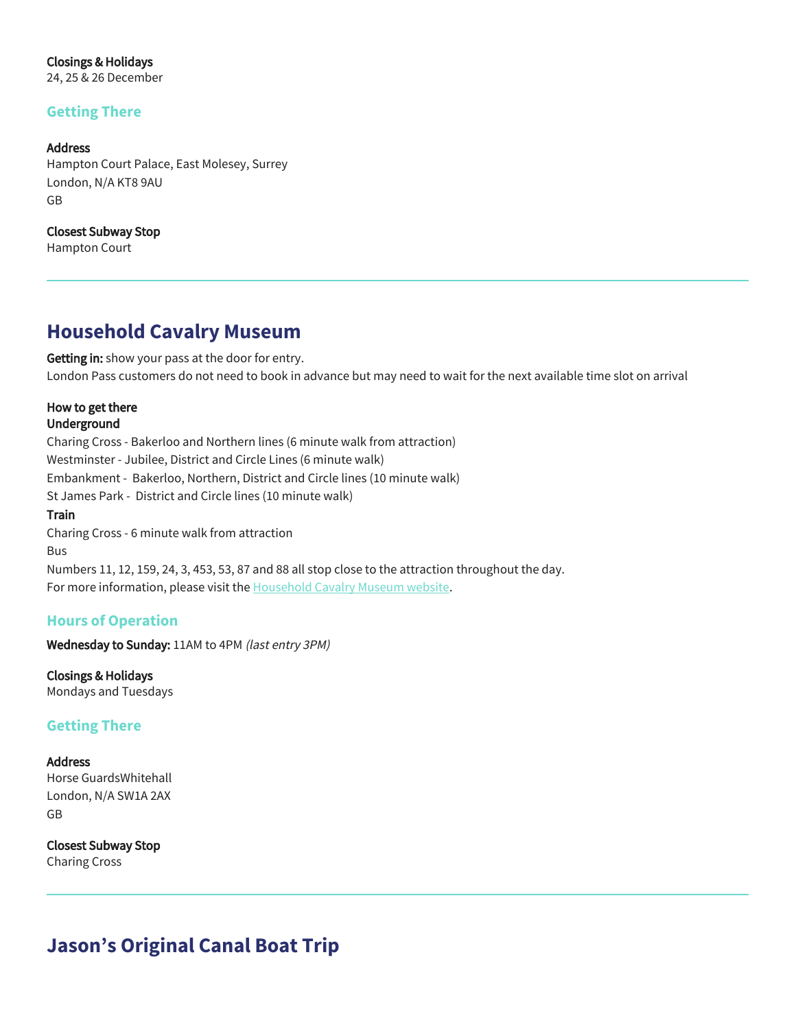**Closings & Holidays**
24, 25 & 26 December

### Getting There

**Address**
Hampton Court Palace, East Molesey, Surrey
London, N/A KT8 9AU
GB

**Closest Subway Stop**
Hampton Court

---

## Household Cavalry Museum

**Getting in:** show your pass at the door for entry.
London Pass customers do not need to book in advance but may need to wait for the next available time slot on arrival

**How to get there**
**Underground**
Charing Cross - Bakerloo and Northern lines (6 minute walk from attraction)
Westminster - Jubilee, District and Circle Lines (6 minute walk)
Embankment - Bakerloo, Northern, District and Circle lines (10 minute walk)
St James Park - District and Circle lines (10 minute walk)
**Train**
Charing Cross - 6 minute walk from attraction
Bus
Numbers 11, 12, 159, 24, 3, 453, 53, 87 and 88 all stop close to the attraction throughout the day.
For more information, please visit the Household Cavalry Museum website.

### Hours of Operation

**Wednesday to Sunday:** 11AM to 4PM *(last entry 3PM)*

**Closings & Holidays**
Mondays and Tuesdays

### Getting There

**Address**
Horse GuardsWhitehall
London, N/A SW1A 2AX
GB

**Closest Subway Stop**
Charing Cross

---

## Jason's Original Canal Boat Trip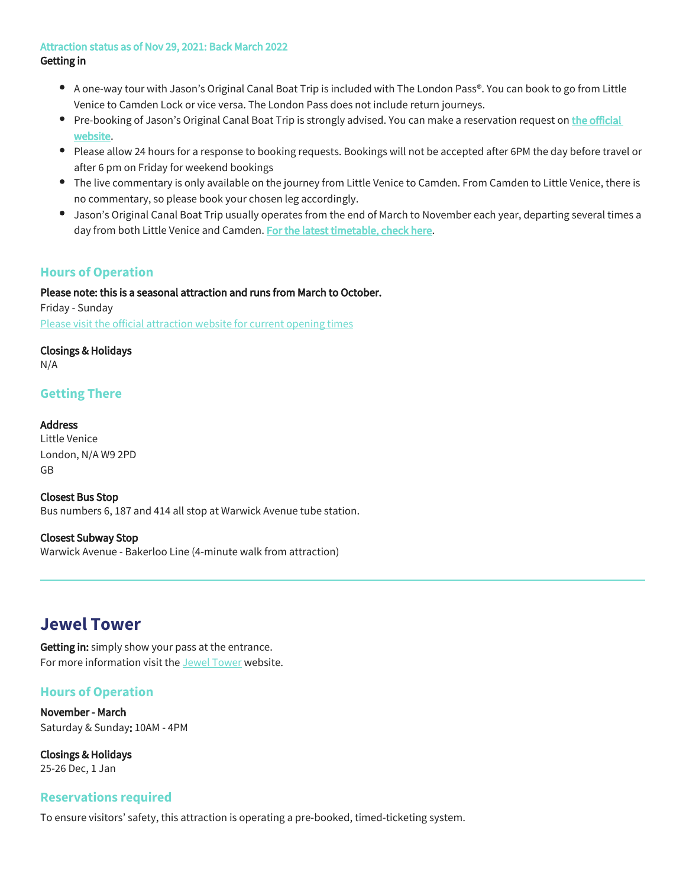Attraction status as of Nov 29, 2021: Back March 2022

**Getting in**

- A one-way tour with Jason's Original Canal Boat Trip is included with The London Pass®. You can book to go from Little Venice to Camden Lock or vice versa. The London Pass does not include return journeys.
- Pre-booking of Jason's Original Canal Boat Trip is strongly advised. You can make a reservation request on **the official website**.
- Please allow 24 hours for a response to booking requests. Bookings will not be accepted after 6PM the day before travel or after 6 pm on Friday for weekend bookings
- The live commentary is only available on the journey from Little Venice to Camden. From Camden to Little Venice, there is no commentary, so please book your chosen leg accordingly.
- Jason's Original Canal Boat Trip usually operates from the end of March to November each year, departing several times a day from both Little Venice and Camden. **For the latest timetable, check here**.

### Hours of Operation

**Please note: this is a seasonal attraction and runs from March to October.**

Friday - Sunday

Please visit the official attraction website for current opening times

**Closings & Holidays**

N/A

### Getting There

**Address**

Little Venice
London, N/A W9 2PD
GB

**Closest Bus Stop**

Bus numbers 6, 187 and 414 all stop at Warwick Avenue tube station.

**Closest Subway Stop**

Warwick Avenue - Bakerloo Line (4-minute walk from attraction)

---

## Jewel Tower

**Getting in:** simply show your pass at the entrance.
For more information visit the Jewel Tower website.

### Hours of Operation

**November - March**

Saturday & Sunday**:** 10AM - 4PM

**Closings & Holidays**

25-26 Dec, 1 Jan

### Reservations required

To ensure visitors' safety, this attraction is operating a pre-booked, timed-ticketing system.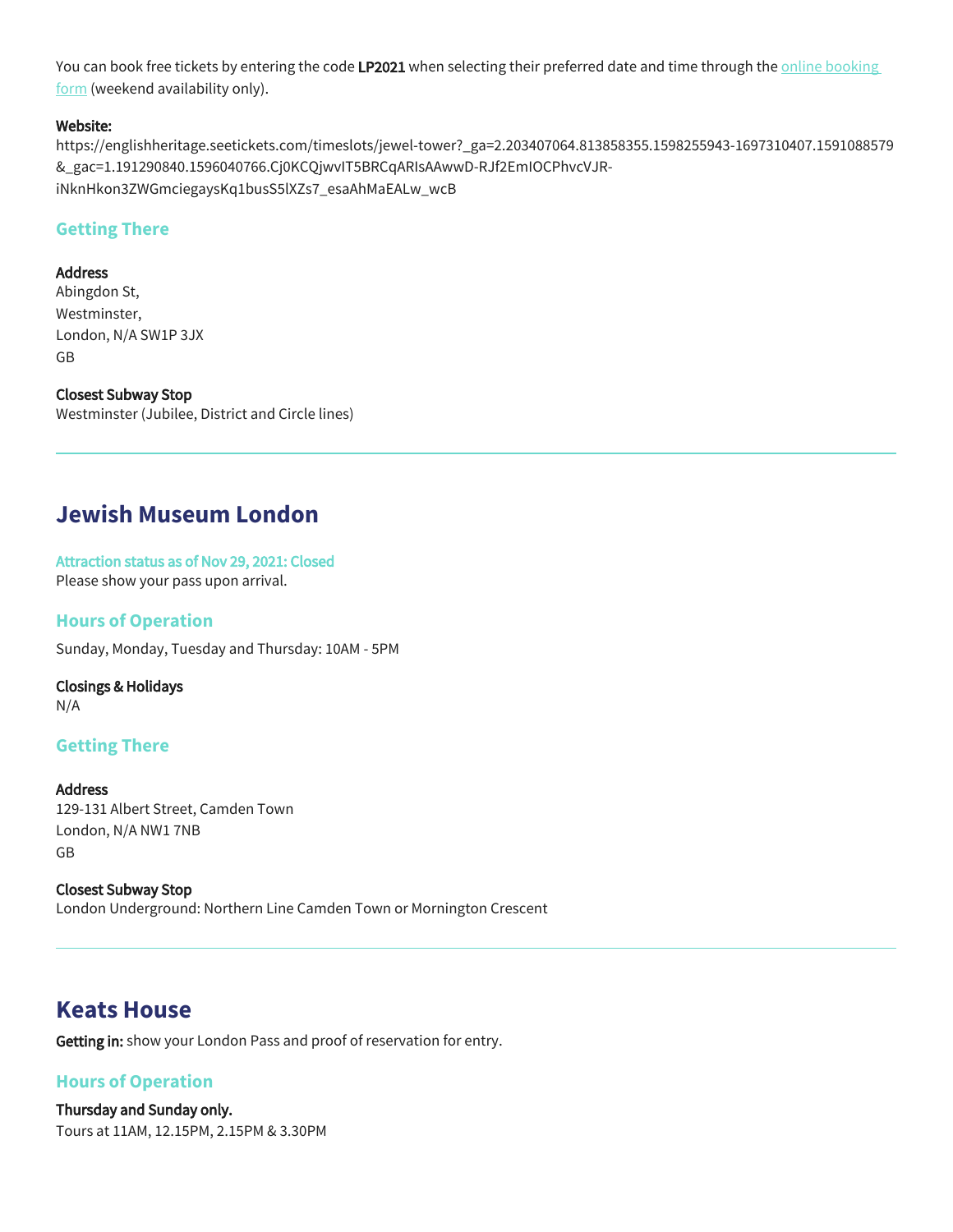You can book free tickets by entering the code **LP2021** when selecting their preferred date and time through the online booking form (weekend availability only).

**Website:**
https://englishheritage.seetickets.com/timeslots/jewel-tower?_ga=2.203407064.813858355.1598255943-1697310407.1591088579&_gac=1.191290840.1596040766.Cj0KCQjwvIT5BRCqARIsAAwwD-RJf2EmIOCPhvcVJR-iNknHkon3ZWGmciegaysKq1busS5lXZs7_esaAhMaEALw_wcB

### Getting There

**Address**
Abingdon St,
Westminster,
London, N/A SW1P 3JX
GB

**Closest Subway Stop**
Westminster (Jubilee, District and Circle lines)

---

## Jewish Museum London

**Attraction status as of Nov 29, 2021: Closed**
Please show your pass upon arrival.

### Hours of Operation

Sunday, Monday, Tuesday and Thursday: 10AM - 5PM

**Closings & Holidays**
N/A

### Getting There

**Address**
129-131 Albert Street, Camden Town
London, N/A NW1 7NB
GB

**Closest Subway Stop**
London Underground: Northern Line Camden Town or Mornington Crescent

---

## Keats House

**Getting in:** show your London Pass and proof of reservation for entry.

### Hours of Operation

**Thursday and Sunday only.**
Tours at 11AM, 12.15PM, 2.15PM & 3.30PM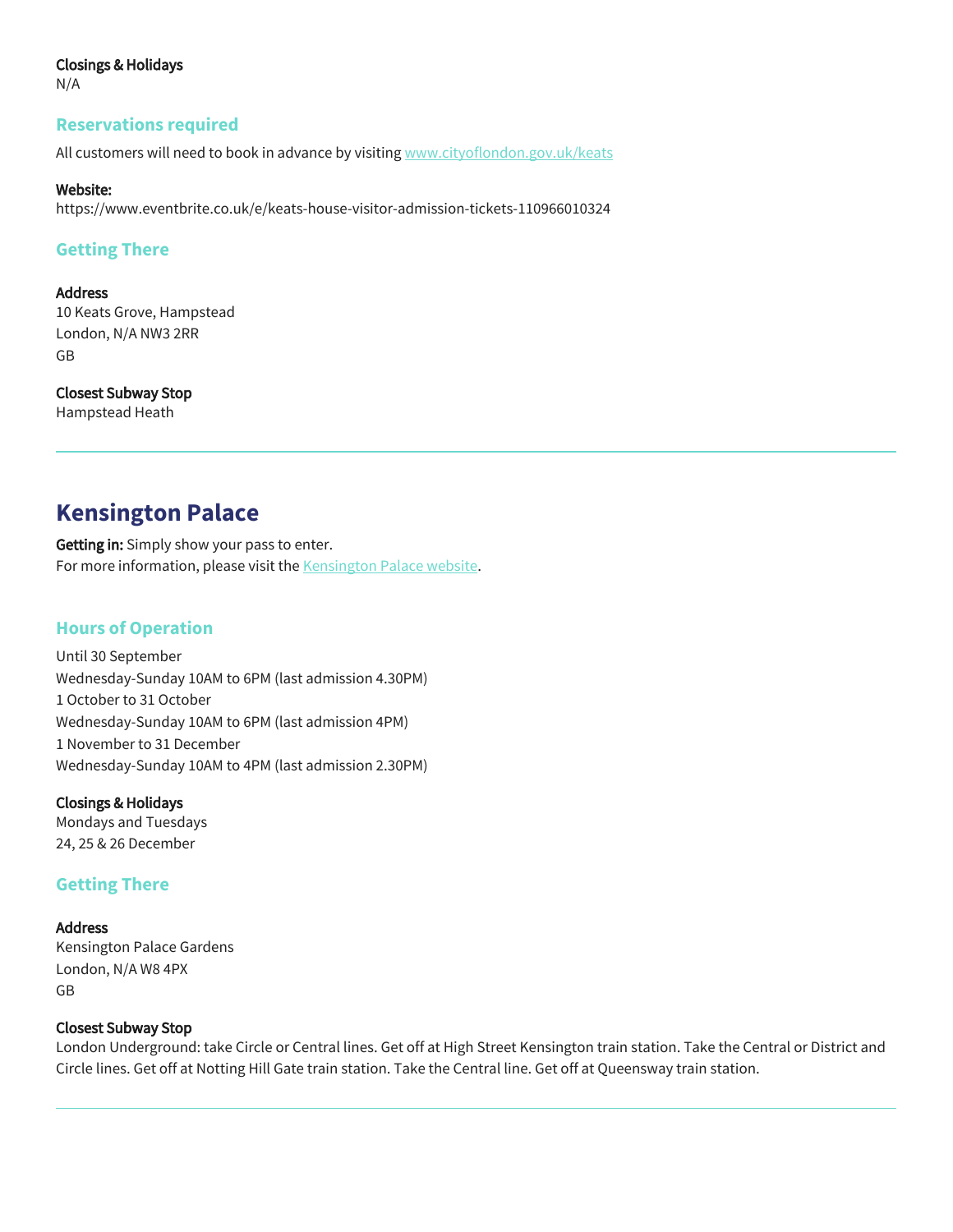**Closings & Holidays**
N/A

### Reservations required

All customers will need to book in advance by visiting [www.cityoflondon.gov.uk/keats](www.cityoflondon.gov.uk/keats)

**Website:**
https://www.eventbrite.co.uk/e/keats-house-visitor-admission-tickets-110966010324

### Getting There

**Address**
10 Keats Grove, Hampstead
London, N/A NW3 2RR
GB

**Closest Subway Stop**
Hampstead Heath

---

## Kensington Palace

**Getting in:** Simply show your pass to enter.
For more information, please visit the Kensington Palace website.

### Hours of Operation

Until 30 September
Wednesday-Sunday 10AM to 6PM (last admission 4.30PM)
1 October to 31 October
Wednesday-Sunday 10AM to 6PM (last admission 4PM)
1 November to 31 December
Wednesday-Sunday 10AM to 4PM (last admission 2.30PM)

**Closings & Holidays**
Mondays and Tuesdays
24, 25 & 26 December

### Getting There

**Address**
Kensington Palace Gardens
London, N/A W8 4PX
GB

**Closest Subway Stop**
London Underground: take Circle or Central lines. Get off at High Street Kensington train station. Take the Central or District and Circle lines. Get off at Notting Hill Gate train station. Take the Central line. Get off at Queensway train station.

---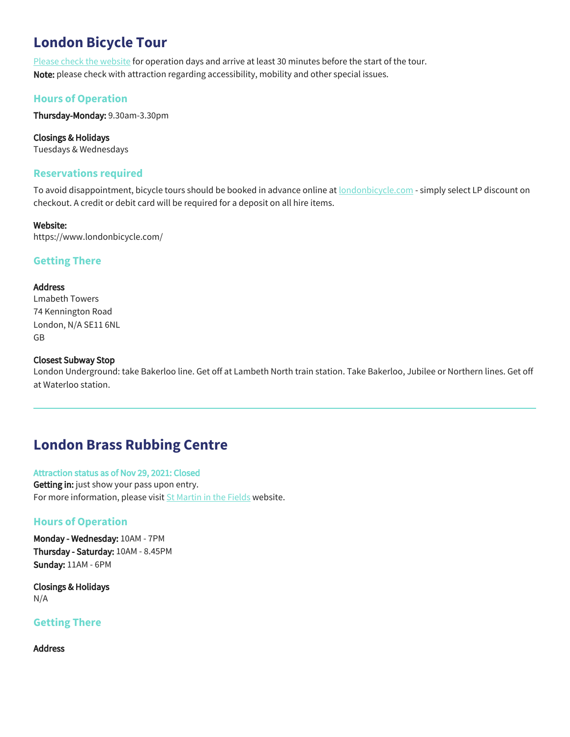# London Bicycle Tour

Please check the website for operation days and arrive at least 30 minutes before the start of the tour.
**Note:** please check with attraction regarding accessibility, mobility and other special issues.

## Hours of Operation

**Thursday-Monday:** 9.30am-3.30pm

**Closings & Holidays**
Tuesdays & Wednesdays

## Reservations required

To avoid disappointment, bicycle tours should be booked in advance online at londonbicycle.com - simply select LP discount on checkout. A credit or debit card will be required for a deposit on all hire items.

**Website:**
https://www.londonbicycle.com/

## Getting There

**Address**
Lmabeth Towers
74 Kennington Road
London, N/A SE11 6NL
GB

**Closest Subway Stop**
London Underground: take Bakerloo line. Get off at Lambeth North train station. Take Bakerloo, Jubilee or Northern lines. Get off at Waterloo station.

---

# London Brass Rubbing Centre

**Attraction status as of Nov 29, 2021: Closed**
**Getting in:** just show your pass upon entry.
For more information, please visit St Martin in the Fields website.

## Hours of Operation

**Monday - Wednesday:** 10AM - 7PM
**Thursday - Saturday:** 10AM - 8.45PM
**Sunday:** 11AM - 6PM

**Closings & Holidays**
N/A

## Getting There

**Address**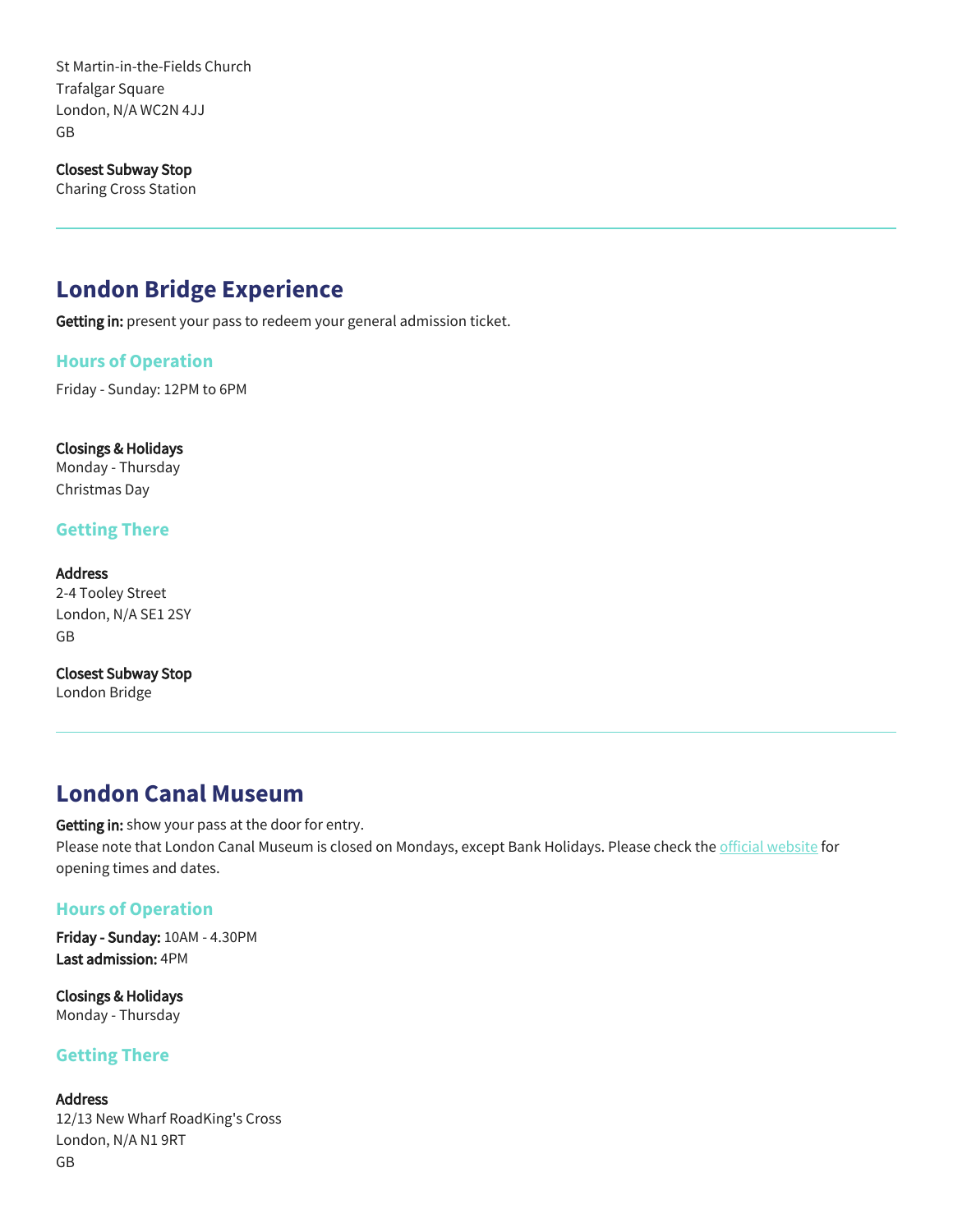St Martin-in-the-Fields Church
Trafalgar Square
London, N/A WC2N 4JJ
GB

**Closest Subway Stop**
Charing Cross Station

---

## London Bridge Experience

**Getting in:** present your pass to redeem your general admission ticket.

### Hours of Operation

Friday - Sunday: 12PM to 6PM

**Closings & Holidays**
Monday - Thursday
Christmas Day

### Getting There

**Address**
2-4 Tooley Street
London, N/A SE1 2SY
GB

**Closest Subway Stop**
London Bridge

---

## London Canal Museum

**Getting in:** show your pass at the door for entry.
Please note that London Canal Museum is closed on Mondays, except Bank Holidays. Please check the official website for opening times and dates.

### Hours of Operation

**Friday - Sunday:** 10AM - 4.30PM
**Last admission:** 4PM

**Closings & Holidays**
Monday - Thursday

### Getting There

**Address**
12/13 New Wharf RoadKing's Cross
London, N/A N1 9RT
GB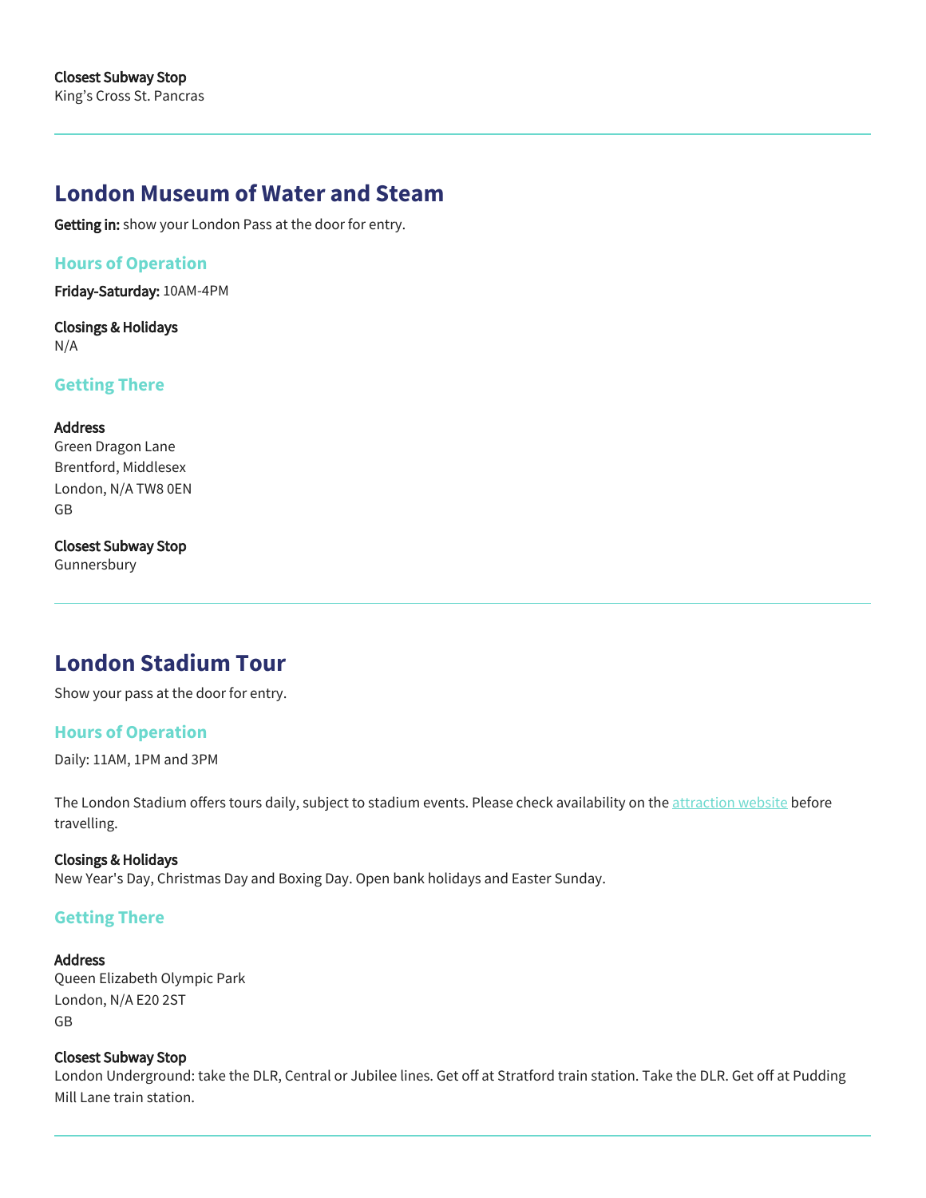**Closest Subway Stop**
King's Cross St. Pancras

---

## London Museum of Water and Steam

**Getting in:** show your London Pass at the door for entry.

### Hours of Operation

**Friday-Saturday:** 10AM-4PM

**Closings & Holidays**
N/A

### Getting There

**Address**
Green Dragon Lane
Brentford, Middlesex
London, N/A TW8 0EN
GB

**Closest Subway Stop**
Gunnersbury

---

## London Stadium Tour

Show your pass at the door for entry.

### Hours of Operation

Daily: 11AM, 1PM and 3PM

The London Stadium offers tours daily, subject to stadium events. Please check availability on the attraction website before travelling.

**Closings & Holidays**
New Year's Day, Christmas Day and Boxing Day. Open bank holidays and Easter Sunday.

### Getting There

**Address**
Queen Elizabeth Olympic Park
London, N/A E20 2ST
GB

**Closest Subway Stop**
London Underground: take the DLR, Central or Jubilee lines. Get off at Stratford train station. Take the DLR. Get off at Pudding Mill Lane train station.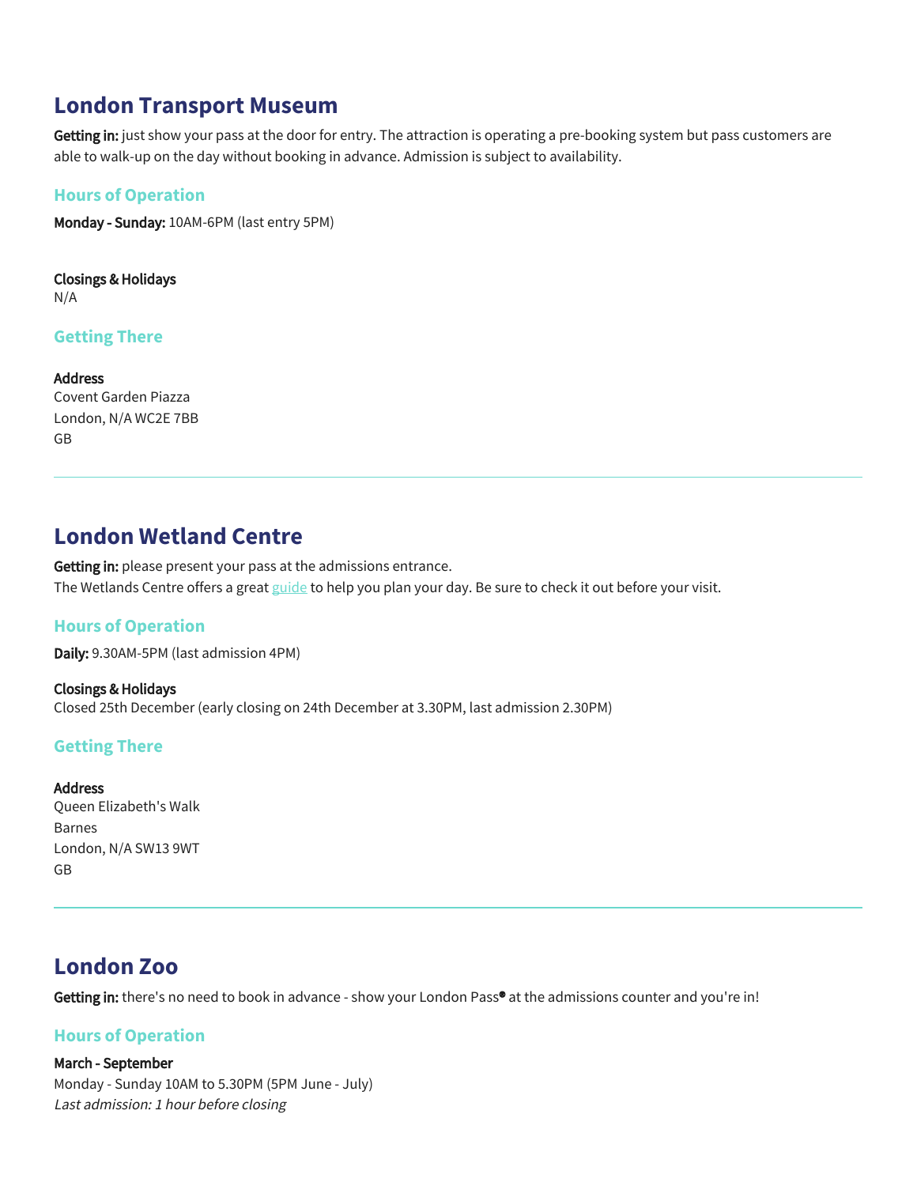## London Transport Museum

**Getting in:** just show your pass at the door for entry. The attraction is operating a pre-booking system but pass customers are able to walk-up on the day without booking in advance. Admission is subject to availability.

### Hours of Operation

**Monday - Sunday:** 10AM-6PM (last entry 5PM)

**Closings & Holidays**
N/A

### Getting There

**Address**
Covent Garden Piazza
London, N/A WC2E 7BB
GB

---

## London Wetland Centre

**Getting in:** please present your pass at the admissions entrance.
The Wetlands Centre offers a great guide to help you plan your day. Be sure to check it out before your visit.

### Hours of Operation

**Daily:** 9.30AM-5PM (last admission 4PM)

**Closings & Holidays**
Closed 25th December (early closing on 24th December at 3.30PM, last admission 2.30PM)

### Getting There

**Address**
Queen Elizabeth's Walk
Barnes
London, N/A SW13 9WT
GB

---

## London Zoo

**Getting in:** there's no need to book in advance - show your London Pass® at the admissions counter and you're in!

### Hours of Operation

**March - September**
Monday - Sunday 10AM to 5.30PM (5PM June - July)
*Last admission: 1 hour before closing*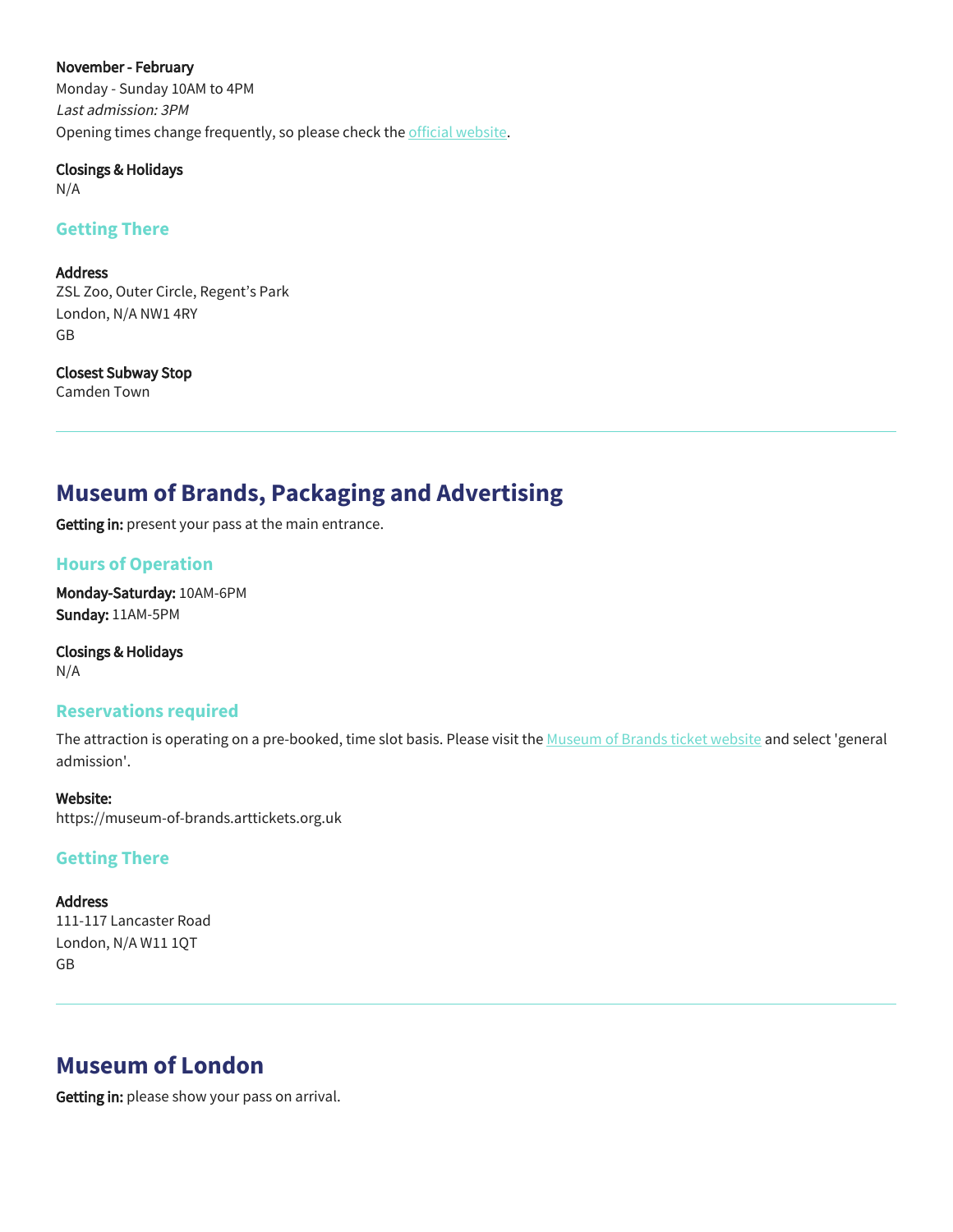**November - February**
Monday - Sunday 10AM to 4PM
*Last admission: 3PM*
Opening times change frequently, so please check the official website.

**Closings & Holidays**
N/A

### Getting There

**Address**
ZSL Zoo, Outer Circle, Regent's Park
London, N/A NW1 4RY
GB

**Closest Subway Stop**
Camden Town

---

## Museum of Brands, Packaging and Advertising

**Getting in:** present your pass at the main entrance.

### Hours of Operation

**Monday-Saturday:** 10AM-6PM
**Sunday:** 11AM-5PM

**Closings & Holidays**
N/A

### Reservations required

The attraction is operating on a pre-booked, time slot basis. Please visit the Museum of Brands ticket website and select 'general admission'.

**Website:**
https://museum-of-brands.arttickets.org.uk

### Getting There

**Address**
111-117 Lancaster Road
London, N/A W11 1QT
GB

---

## Museum of London

**Getting in:** please show your pass on arrival.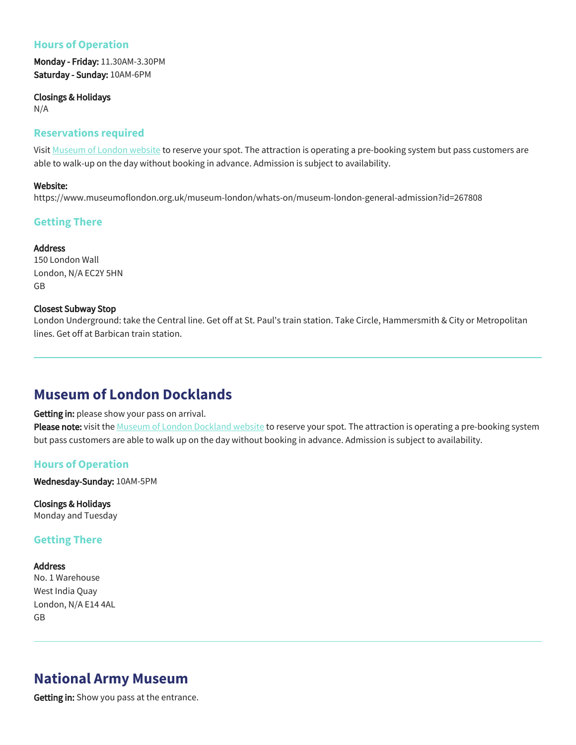### Hours of Operation

**Monday - Friday:** 11.30AM-3.30PM
**Saturday - Sunday:** 10AM-6PM

**Closings & Holidays**
N/A

### Reservations required

Visit [Museum of London website] to reserve your spot. The attraction is operating a pre-booking system but pass customers are able to walk-up on the day without booking in advance. Admission is subject to availability.

**Website:**
https://www.museumoflondon.org.uk/museum-london/whats-on/museum-london-general-admission?id=267808

### Getting There

**Address**
150 London Wall
London, N/A EC2Y 5HN
GB

**Closest Subway Stop**
London Underground: take the Central line. Get off at St. Paul's train station. Take Circle, Hammersmith & City or Metropolitan lines. Get off at Barbican train station.

---

## Museum of London Docklands

**Getting in:** please show your pass on arrival.
**Please note:** visit the [Museum of London Dockland website] to reserve your spot. The attraction is operating a pre-booking system but pass customers are able to walk up on the day without booking in advance. Admission is subject to availability.

### Hours of Operation

**Wednesday-Sunday:** 10AM-5PM

**Closings & Holidays**
Monday and Tuesday

### Getting There

**Address**
No. 1 Warehouse
West India Quay
London, N/A E14 4AL
GB

---

## National Army Museum

**Getting in:** Show you pass at the entrance.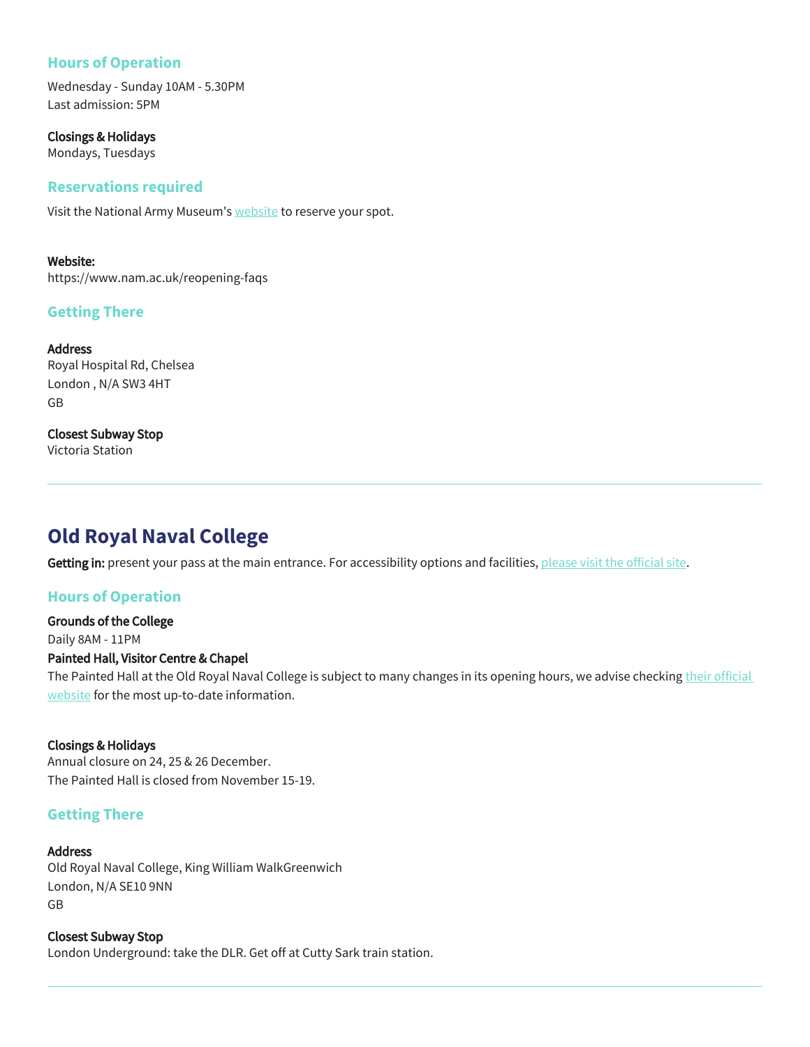### Hours of Operation

Wednesday - Sunday 10AM - 5.30PM
Last admission: 5PM

**Closings & Holidays**
Mondays, Tuesdays

### Reservations required

Visit the National Army Museum's website to reserve your spot.

**Website:**
https://www.nam.ac.uk/reopening-faqs

### Getting There

**Address**
Royal Hospital Rd, Chelsea
London , N/A SW3 4HT
GB

**Closest Subway Stop**
Victoria Station

---

## Old Royal Naval College

**Getting in:** present your pass at the main entrance. For accessibility options and facilities, please visit the official site.

### Hours of Operation

**Grounds of the College**
Daily 8AM - 11PM

**Painted Hall, Visitor Centre & Chapel**
The Painted Hall at the Old Royal Naval College is subject to many changes in its opening hours, we advise checking their official website for the most up-to-date information.

**Closings & Holidays**
Annual closure on 24, 25 & 26 December.
The Painted Hall is closed from November 15-19.

### Getting There

**Address**
Old Royal Naval College, King William WalkGreenwich
London, N/A SE10 9NN
GB

**Closest Subway Stop**
London Underground: take the DLR. Get off at Cutty Sark train station.

---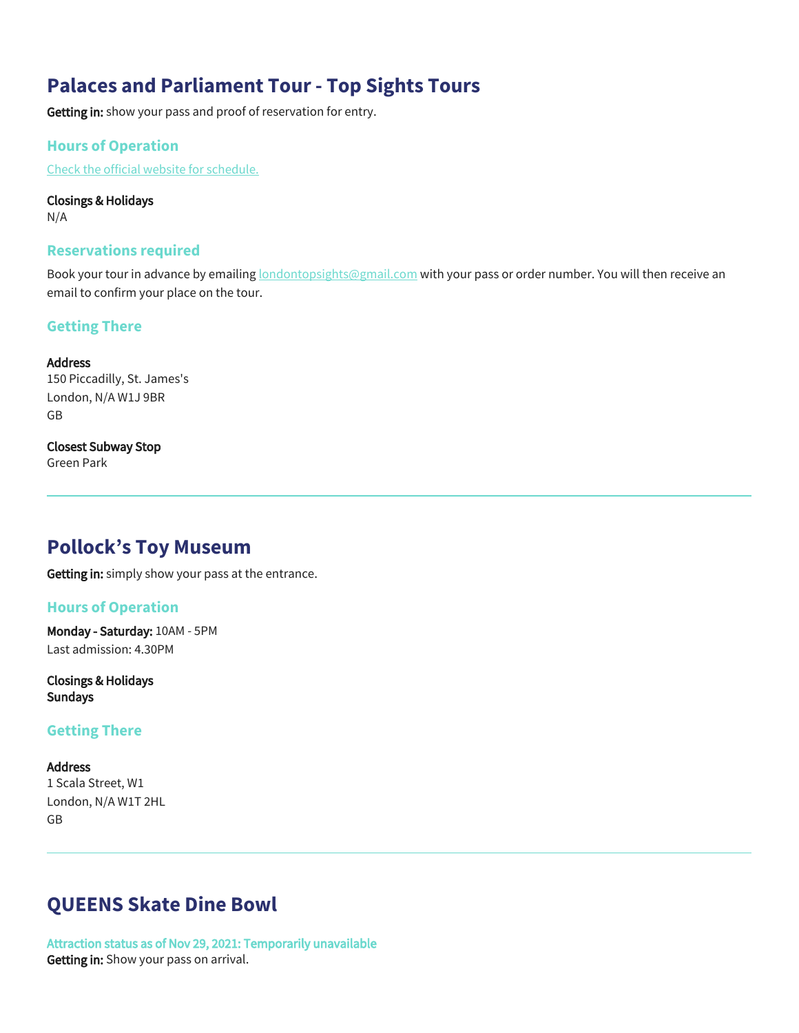## Palaces and Parliament Tour - Top Sights Tours

**Getting in:** show your pass and proof of reservation for entry.

### Hours of Operation

[Check the official website for schedule.]

**Closings & Holidays**
N/A

### Reservations required

Book your tour in advance by emailing londontopsights@gmail.com with your pass or order number. You will then receive an email to confirm your place on the tour.

### Getting There

**Address**
150 Piccadilly, St. James's
London, N/A W1J 9BR
GB

**Closest Subway Stop**
Green Park

---

## Pollock's Toy Museum

**Getting in:** simply show your pass at the entrance.

### Hours of Operation

**Monday - Saturday:** 10AM - 5PM
Last admission: 4.30PM

**Closings & Holidays**
**Sundays**

### Getting There

**Address**
1 Scala Street, W1
London, N/A W1T 2HL
GB

---

## QUEENS Skate Dine Bowl

Attraction status as of Nov 29, 2021: Temporarily unavailable
**Getting in:** Show your pass on arrival.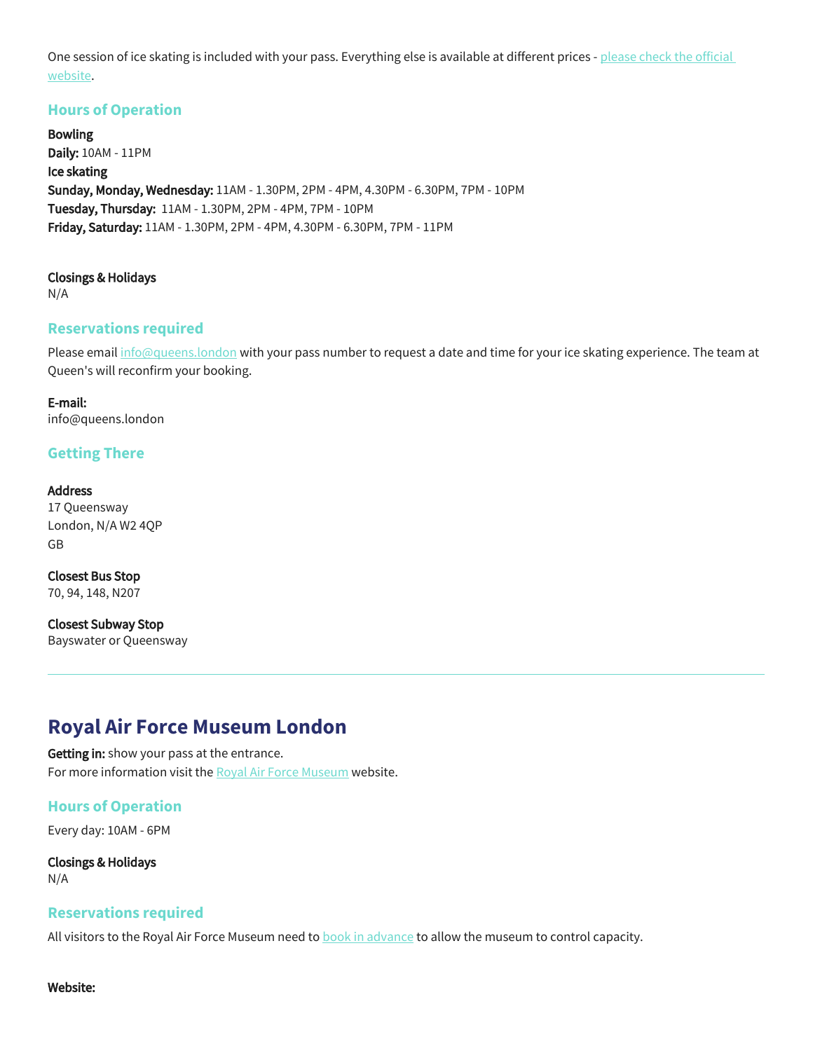One session of ice skating is included with your pass. Everything else is available at different prices - [please check the official website](#).

### Hours of Operation

**Bowling**
**Daily:** 10AM - 11PM
**Ice skating**
**Sunday, Monday, Wednesday:** 11AM - 1.30PM, 2PM - 4PM, 4.30PM - 6.30PM, 7PM - 10PM
**Tuesday, Thursday:** 11AM - 1.30PM, 2PM - 4PM, 7PM - 10PM
**Friday, Saturday:** 11AM - 1.30PM, 2PM - 4PM, 4.30PM - 6.30PM, 7PM - 11PM

**Closings & Holidays**
N/A

### Reservations required

Please email [info@queens.london](mailto:info@queens.london) with your pass number to request a date and time for your ice skating experience. The team at Queen's will reconfirm your booking.

**E-mail:**
info@queens.london

### Getting There

**Address**
17 Queensway
London, N/A W2 4QP
GB

**Closest Bus Stop**
70, 94, 148, N207

**Closest Subway Stop**
Bayswater or Queensway

---

## Royal Air Force Museum London

**Getting in:** show your pass at the entrance.
For more information visit the [Royal Air Force Museum](#) website.

### Hours of Operation

Every day: 10AM - 6PM

**Closings & Holidays**
N/A

### Reservations required

All visitors to the Royal Air Force Museum need to [book in advance](#) to allow the museum to control capacity.

**Website:**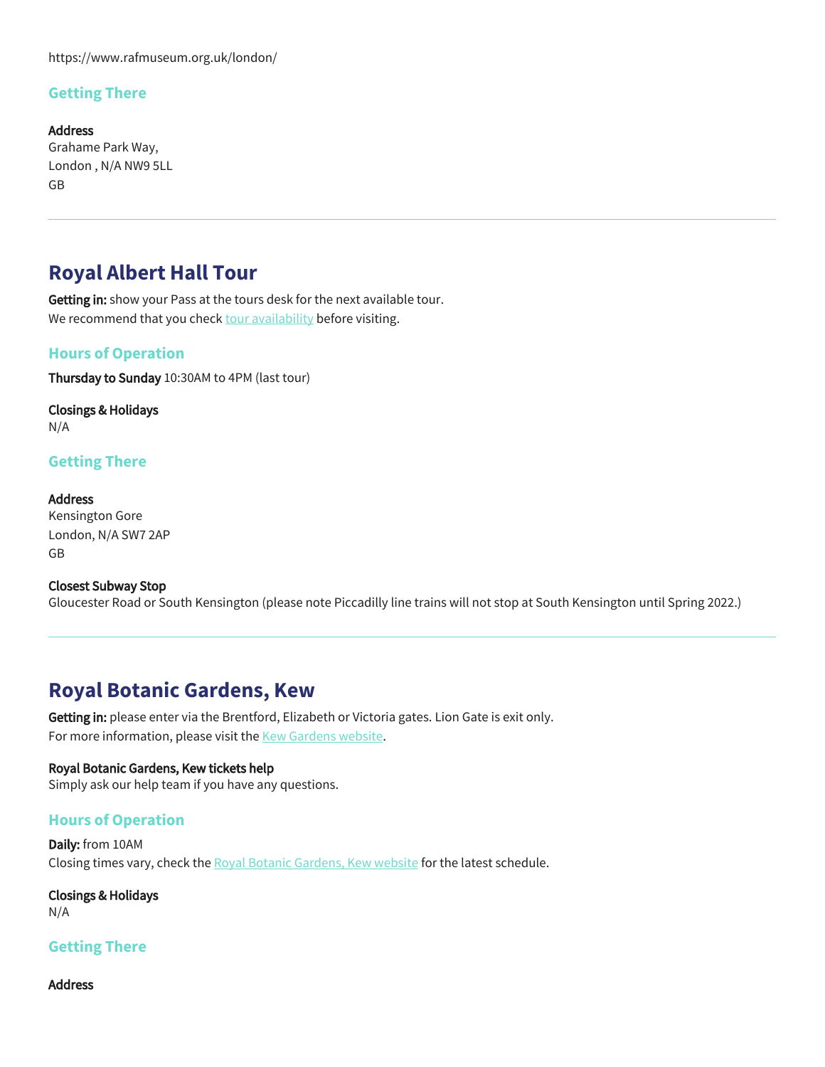https://www.rafmuseum.org.uk/london/

### Getting There

**Address**
Grahame Park Way,
London , N/A NW9 5LL
GB

---

## Royal Albert Hall Tour

**Getting in:** show your Pass at the tours desk for the next available tour.
We recommend that you check tour availability before visiting.

### Hours of Operation

**Thursday to Sunday** 10:30AM to 4PM (last tour)

**Closings & Holidays**
N/A

### Getting There

**Address**
Kensington Gore
London, N/A SW7 2AP
GB

**Closest Subway Stop**
Gloucester Road or South Kensington (please note Piccadilly line trains will not stop at South Kensington until Spring 2022.)

---

## Royal Botanic Gardens, Kew

**Getting in:** please enter via the Brentford, Elizabeth or Victoria gates. Lion Gate is exit only.
For more information, please visit the Kew Gardens website.

**Royal Botanic Gardens, Kew tickets help**
Simply ask our help team if you have any questions.

### Hours of Operation

**Daily:** from 10AM
Closing times vary, check the Royal Botanic Gardens, Kew website for the latest schedule.

**Closings & Holidays**
N/A

### Getting There

**Address**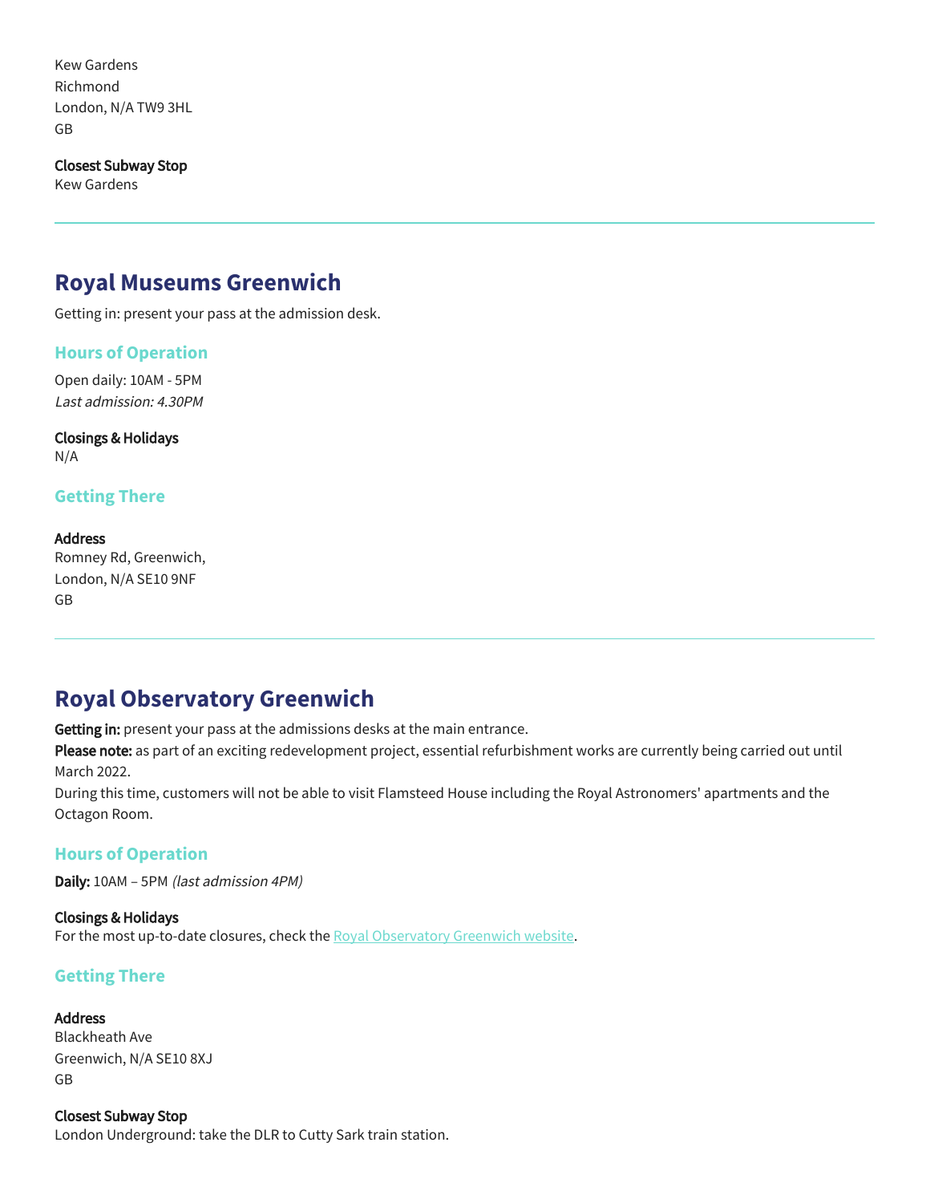Kew Gardens
Richmond
London, N/A TW9 3HL
GB

**Closest Subway Stop**
Kew Gardens

---

## Royal Museums Greenwich

Getting in: present your pass at the admission desk.

### Hours of Operation

Open daily: 10AM - 5PM
*Last admission: 4.30PM*

**Closings & Holidays**
N/A

### Getting There

**Address**
Romney Rd, Greenwich,
London, N/A SE10 9NF
GB

---

## Royal Observatory Greenwich

**Getting in:** present your pass at the admissions desks at the main entrance.
**Please note:** as part of an exciting redevelopment project, essential refurbishment works are currently being carried out until March 2022.
During this time, customers will not be able to visit Flamsteed House including the Royal Astronomers' apartments and the Octagon Room.

### Hours of Operation

**Daily:** 10AM – 5PM *(last admission 4PM)*

**Closings & Holidays**
For the most up-to-date closures, check the Royal Observatory Greenwich website.

### Getting There

**Address**
Blackheath Ave
Greenwich, N/A SE10 8XJ
GB

**Closest Subway Stop**
London Underground: take the DLR to Cutty Sark train station.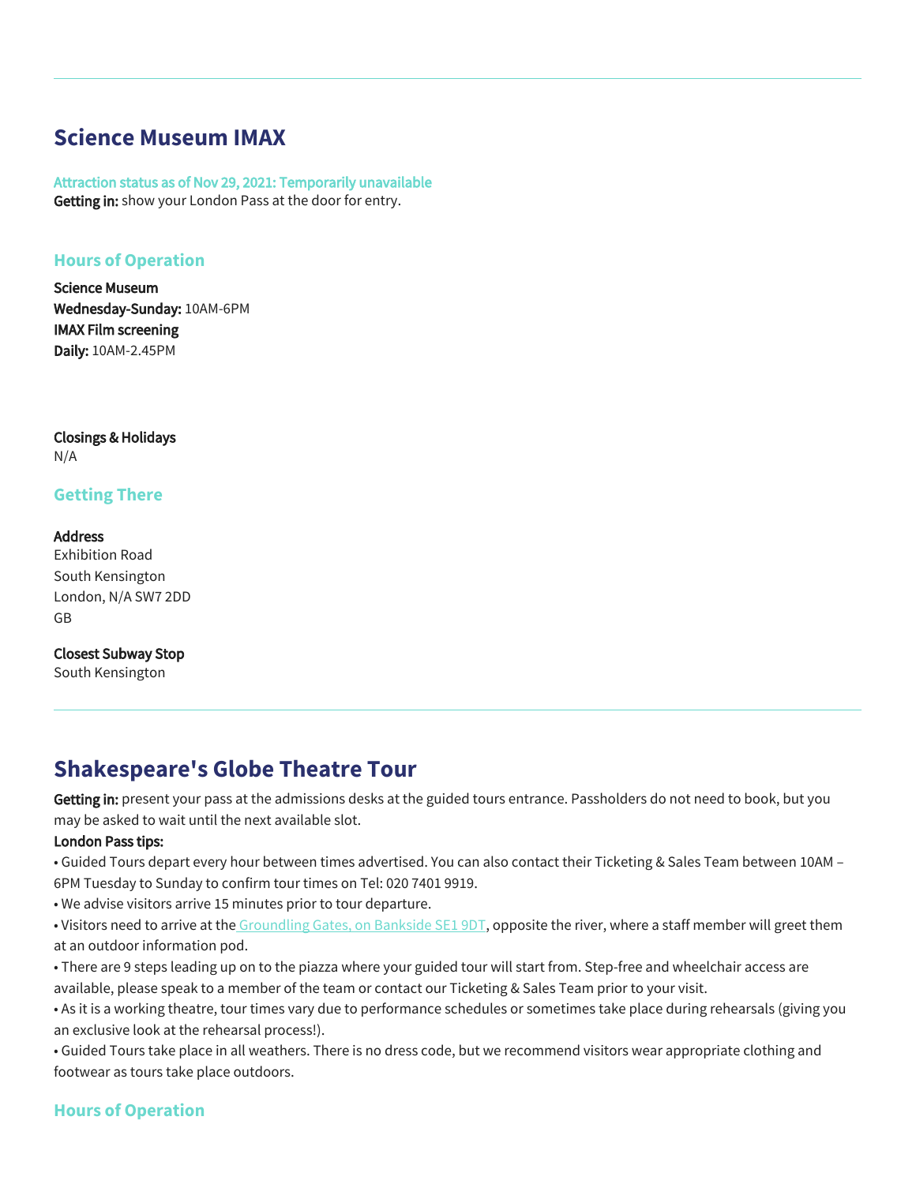---

## Science Museum IMAX

Attraction status as of Nov 29, 2021: Temporarily unavailable
**Getting in:** show your London Pass at the door for entry.

### Hours of Operation

**Science Museum**
**Wednesday-Sunday:** 10AM-6PM
**IMAX Film screening**
**Daily:** 10AM-2.45PM

**Closings & Holidays**
N/A

### Getting There

**Address**
Exhibition Road
South Kensington
London, N/A SW7 2DD
GB

**Closest Subway Stop**
South Kensington

---

## Shakespeare's Globe Theatre Tour

**Getting in:** present your pass at the admissions desks at the guided tours entrance. Passholders do not need to book, but you may be asked to wait until the next available slot.

**London Pass tips:**

• Guided Tours depart every hour between times advertised. You can also contact their Ticketing & Sales Team between 10AM – 6PM Tuesday to Sunday to confirm tour times on Tel: 020 7401 9919.
• We advise visitors arrive 15 minutes prior to tour departure.
• Visitors need to arrive at the Groundling Gates, on Bankside SE1 9DT, opposite the river, where a staff member will greet them at an outdoor information pod.
• There are 9 steps leading up on to the piazza where your guided tour will start from. Step-free and wheelchair access are available, please speak to a member of the team or contact our Ticketing & Sales Team prior to your visit.
• As it is a working theatre, tour times vary due to performance schedules or sometimes take place during rehearsals (giving you an exclusive look at the rehearsal process!).
• Guided Tours take place in all weathers. There is no dress code, but we recommend visitors wear appropriate clothing and footwear as tours take place outdoors.

### Hours of Operation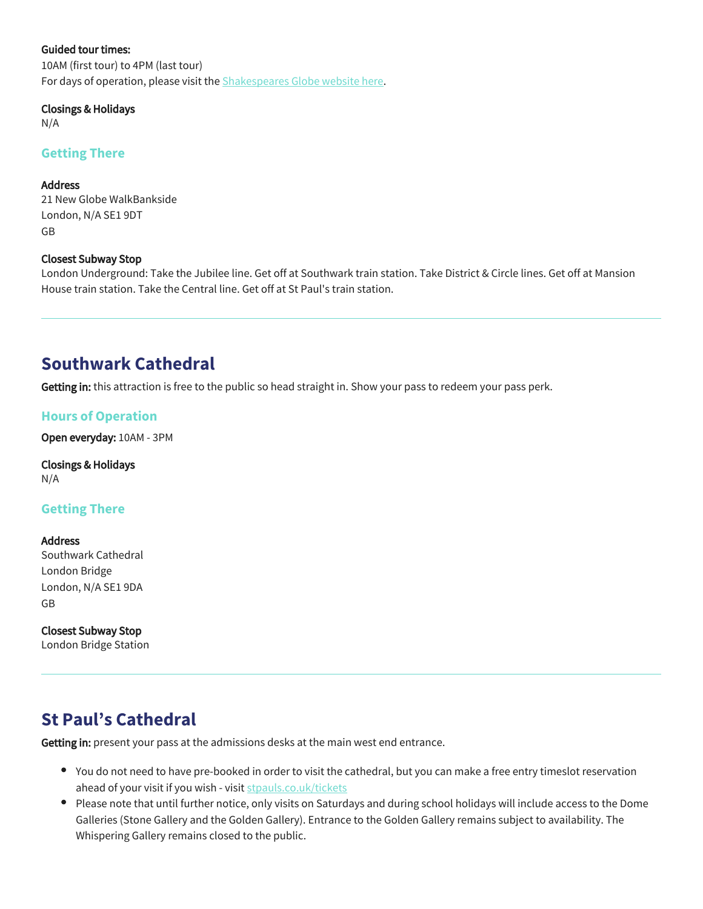**Guided tour times:**
10AM (first tour) to 4PM (last tour)
For days of operation, please visit the [Shakespeares Globe website here](#).

**Closings & Holidays**
N/A

### Getting There

**Address**
21 New Globe WalkBankside
London, N/A SE1 9DT
GB

**Closest Subway Stop**
London Underground: Take the Jubilee line. Get off at Southwark train station. Take District & Circle lines. Get off at Mansion House train station. Take the Central line. Get off at St Paul's train station.

---

## Southwark Cathedral

**Getting in:** this attraction is free to the public so head straight in. Show your pass to redeem your pass perk.

### Hours of Operation

**Open everyday:** 10AM - 3PM

**Closings & Holidays**
N/A

### Getting There

**Address**
Southwark Cathedral
London Bridge
London, N/A SE1 9DA
GB

**Closest Subway Stop**
London Bridge Station

---

## St Paul's Cathedral

**Getting in:** present your pass at the admissions desks at the main west end entrance.

- You do not need to have pre-booked in order to visit the cathedral, but you can make a free entry timeslot reservation ahead of your visit if you wish - visit [stpauls.co.uk/tickets](#)
- Please note that until further notice, only visits on Saturdays and during school holidays will include access to the Dome Galleries (Stone Gallery and the Golden Gallery). Entrance to the Golden Gallery remains subject to availability. The Whispering Gallery remains closed to the public.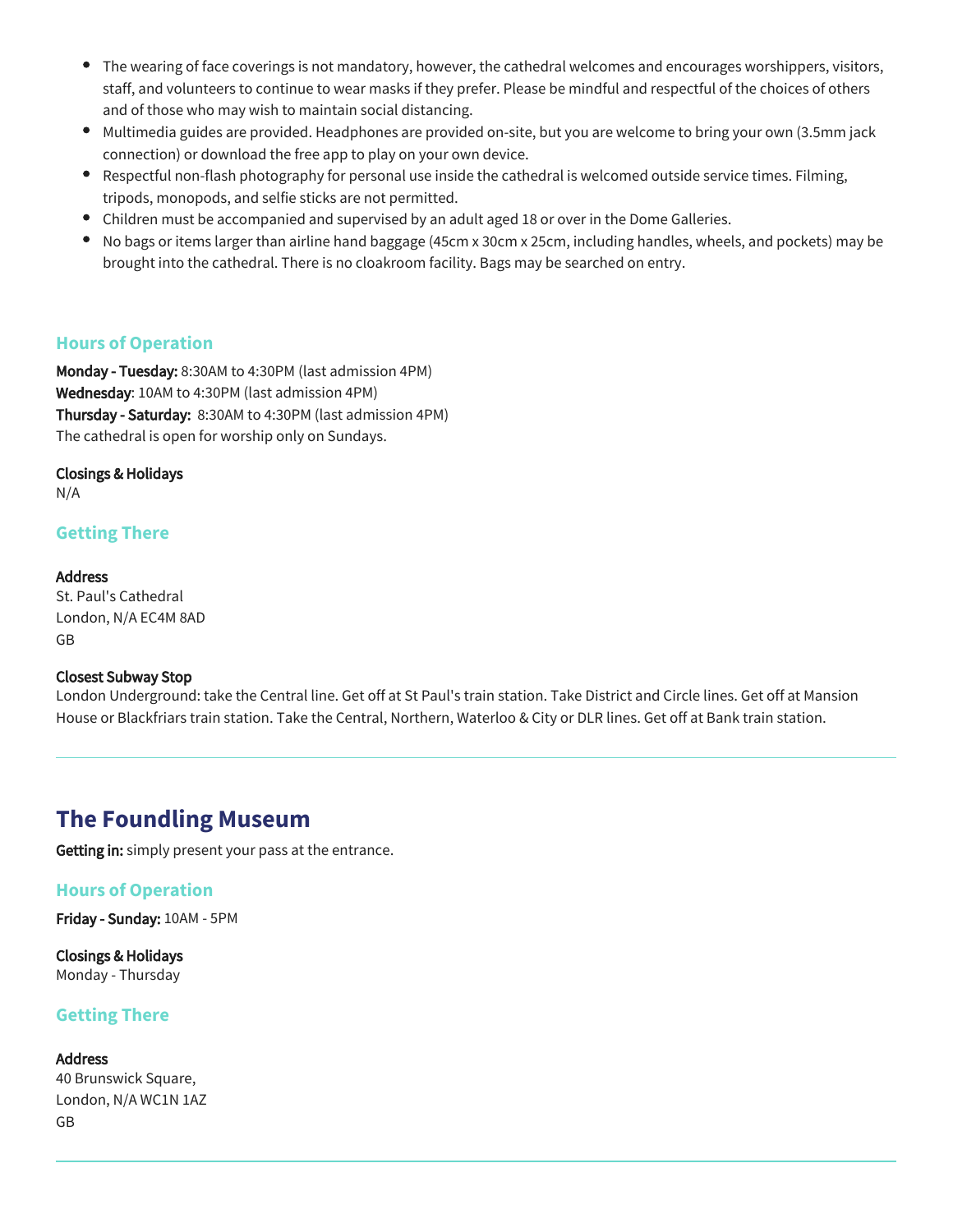- The wearing of face coverings is not mandatory, however, the cathedral welcomes and encourages worshippers, visitors, staff, and volunteers to continue to wear masks if they prefer. Please be mindful and respectful of the choices of others and of those who may wish to maintain social distancing.
- Multimedia guides are provided. Headphones are provided on-site, but you are welcome to bring your own (3.5mm jack connection) or download the free app to play on your own device.
- Respectful non-flash photography for personal use inside the cathedral is welcomed outside service times. Filming, tripods, monopods, and selfie sticks are not permitted.
- Children must be accompanied and supervised by an adult aged 18 or over in the Dome Galleries.
- No bags or items larger than airline hand baggage (45cm x 30cm x 25cm, including handles, wheels, and pockets) may be brought into the cathedral. There is no cloakroom facility. Bags may be searched on entry.

### Hours of Operation

**Monday - Tuesday:** 8:30AM to 4:30PM (last admission 4PM)
**Wednesday**: 10AM to 4:30PM (last admission 4PM)
**Thursday - Saturday:** 8:30AM to 4:30PM (last admission 4PM)
The cathedral is open for worship only on Sundays.

**Closings & Holidays**
N/A

### Getting There

**Address**
St. Paul's Cathedral
London, N/A EC4M 8AD
GB

**Closest Subway Stop**
London Underground: take the Central line. Get off at St Paul's train station. Take District and Circle lines. Get off at Mansion House or Blackfriars train station. Take the Central, Northern, Waterloo & City or DLR lines. Get off at Bank train station.

---

## The Foundling Museum

**Getting in:** simply present your pass at the entrance.

### Hours of Operation

**Friday - Sunday:** 10AM - 5PM

**Closings & Holidays**
Monday - Thursday

### Getting There

**Address**
40 Brunswick Square,
London, N/A WC1N 1AZ
GB

---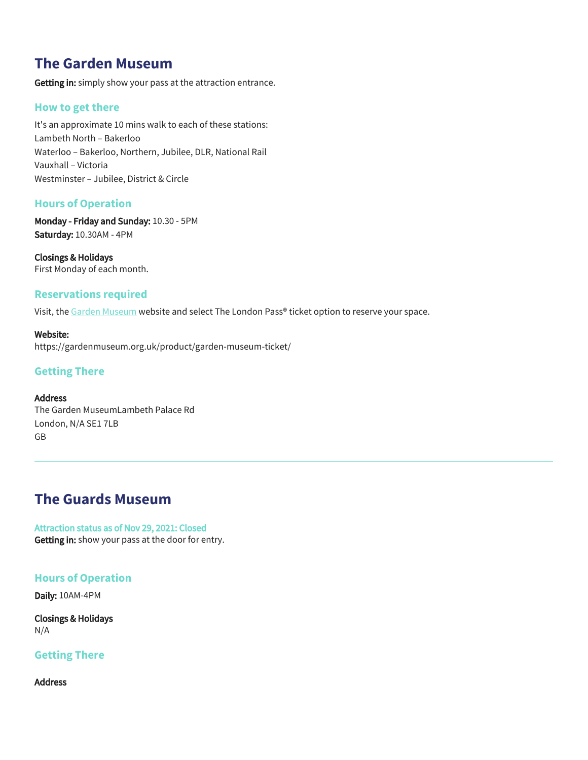## The Garden Museum

**Getting in:** simply show your pass at the attraction entrance.

### How to get there

It's an approximate 10 mins walk to each of these stations:
Lambeth North – Bakerloo
Waterloo – Bakerloo, Northern, Jubilee, DLR, National Rail
Vauxhall – Victoria
Westminster – Jubilee, District & Circle

### Hours of Operation

**Monday - Friday and Sunday:** 10.30 - 5PM
**Saturday:** 10.30AM - 4PM

**Closings & Holidays**
First Monday of each month.

### Reservations required

Visit, the Garden Museum website and select The London Pass® ticket option to reserve your space.

**Website:**
https://gardenmuseum.org.uk/product/garden-museum-ticket/

### Getting There

**Address**
The Garden MuseumLambeth Palace Rd
London, N/A SE1 7LB
GB

---

## The Guards Museum

**Attraction status as of Nov 29, 2021: Closed**
**Getting in:** show your pass at the door for entry.

### Hours of Operation

**Daily:** 10AM-4PM

**Closings & Holidays**
N/A

### Getting There

**Address**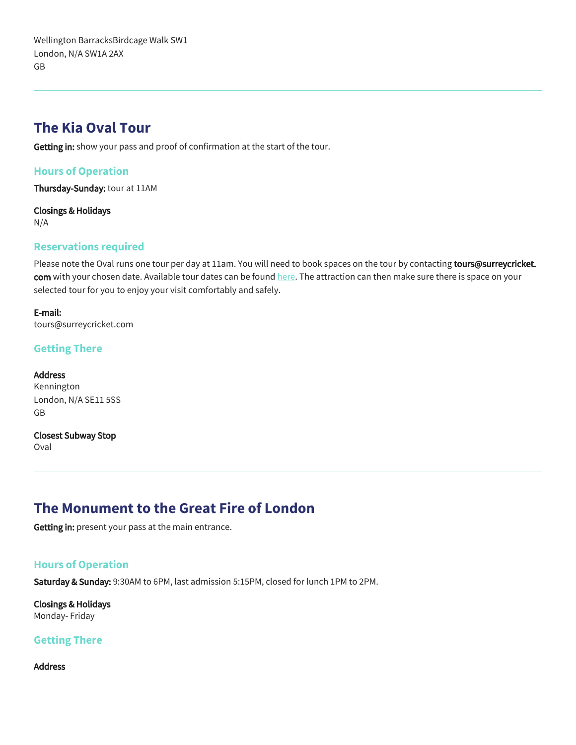Wellington BarracksBirdcage Walk SW1
London, N/A SW1A 2AX
GB

---

## The Kia Oval Tour

**Getting in:** show your pass and proof of confirmation at the start of the tour.

### Hours of Operation

**Thursday-Sunday:** tour at 11AM

**Closings & Holidays**
N/A

### Reservations required

Please note the Oval runs one tour per day at 11am. You will need to book spaces on the tour by contacting **tours@surreycricket.com** with your chosen date. Available tour dates can be found here. The attraction can then make sure there is space on your selected tour for you to enjoy your visit comfortably and safely.

**E-mail:**
tours@surreycricket.com

### Getting There

**Address**
Kennington
London, N/A SE11 5SS
GB

**Closest Subway Stop**
Oval

---

## The Monument to the Great Fire of London

**Getting in:** present your pass at the main entrance.

### Hours of Operation

**Saturday & Sunday:** 9:30AM to 6PM, last admission 5:15PM, closed for lunch 1PM to 2PM.

**Closings & Holidays**
Monday- Friday

### Getting There

**Address**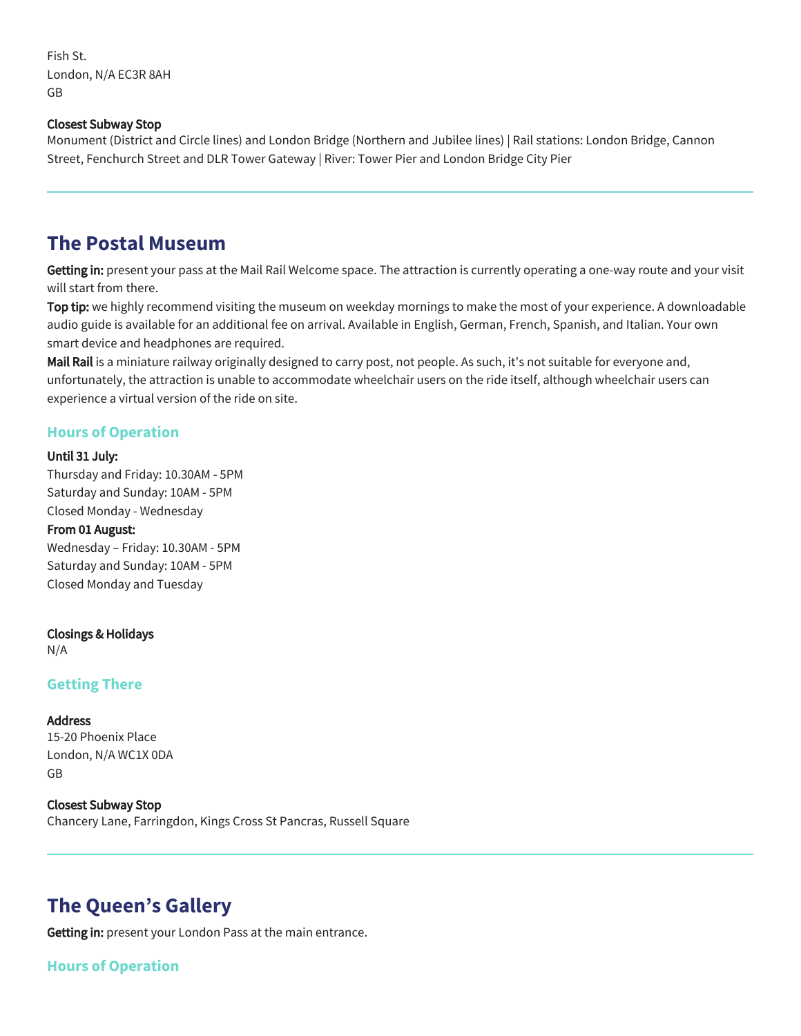Fish St.
London, N/A EC3R 8AH
GB

**Closest Subway Stop**
Monument (District and Circle lines) and London Bridge (Northern and Jubilee lines) | Rail stations: London Bridge, Cannon Street, Fenchurch Street and DLR Tower Gateway | River: Tower Pier and London Bridge City Pier

---

## The Postal Museum

**Getting in:** present your pass at the Mail Rail Welcome space. The attraction is currently operating a one-way route and your visit will start from there.
**Top tip:** we highly recommend visiting the museum on weekday mornings to make the most of your experience. A downloadable audio guide is available for an additional fee on arrival. Available in English, German, French, Spanish, and Italian. Your own smart device and headphones are required.
**Mail Rail** is a miniature railway originally designed to carry post, not people. As such, it's not suitable for everyone and, unfortunately, the attraction is unable to accommodate wheelchair users on the ride itself, although wheelchair users can experience a virtual version of the ride on site.

### Hours of Operation

**Until 31 July:**
Thursday and Friday: 10.30AM - 5PM
Saturday and Sunday: 10AM - 5PM
Closed Monday - Wednesday
**From 01 August:**
Wednesday – Friday: 10.30AM - 5PM
Saturday and Sunday: 10AM - 5PM
Closed Monday and Tuesday

**Closings & Holidays**
N/A

### Getting There

**Address**
15-20 Phoenix Place
London, N/A WC1X 0DA
GB

**Closest Subway Stop**
Chancery Lane, Farringdon, Kings Cross St Pancras, Russell Square

---

## The Queen's Gallery

**Getting in:** present your London Pass at the main entrance.

### Hours of Operation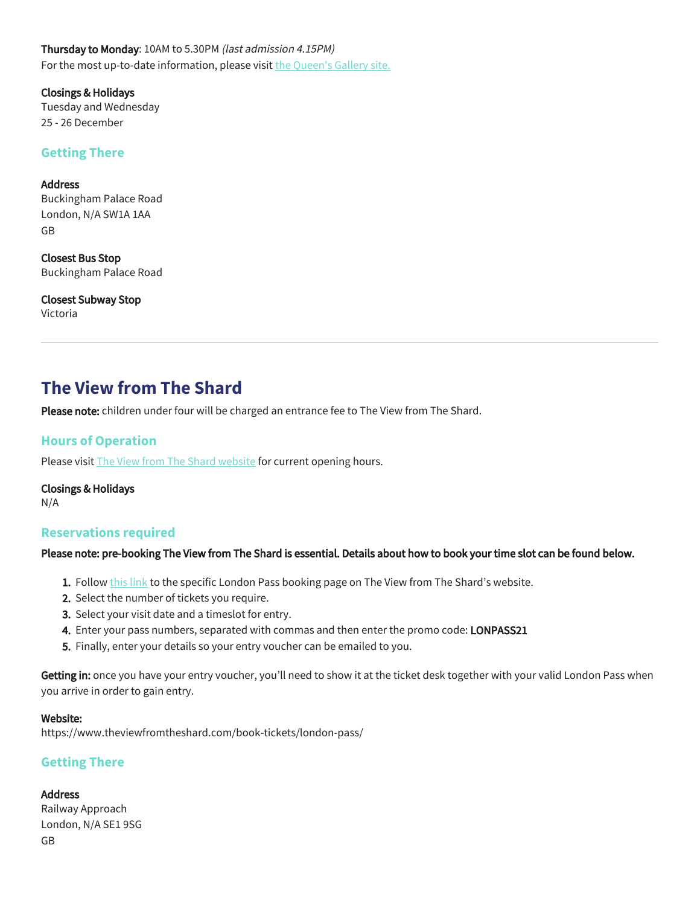**Thursday to Monday**: 10AM to 5.30PM *(last admission 4.15PM)*
For the most up-to-date information, please visit [the Queen's Gallery site.]()

**Closings & Holidays**
Tuesday and Wednesday
25 - 26 December

### Getting There

**Address**
Buckingham Palace Road
London, N/A SW1A 1AA
GB

**Closest Bus Stop**
Buckingham Palace Road

**Closest Subway Stop**
Victoria

---

## The View from The Shard

**Please note:** children under four will be charged an entrance fee to The View from The Shard.

### Hours of Operation

Please visit [The View from The Shard website]() for current opening hours.

**Closings & Holidays**
N/A

### Reservations required

**Please note: pre-booking The View from The Shard is essential. Details about how to book your time slot can be found below.**

1. Follow [this link]() to the specific London Pass booking page on The View from The Shard's website.
2. Select the number of tickets you require.
3. Select your visit date and a timeslot for entry.
4. Enter your pass numbers, separated with commas and then enter the promo code: **LONPASS21**
5. Finally, enter your details so your entry voucher can be emailed to you.

**Getting in:** once you have your entry voucher, you'll need to show it at the ticket desk together with your valid London Pass when you arrive in order to gain entry.

**Website:**
https://www.theviewfromtheshard.com/book-tickets/london-pass/

### Getting There

**Address**
Railway Approach
London, N/A SE1 9SG
GB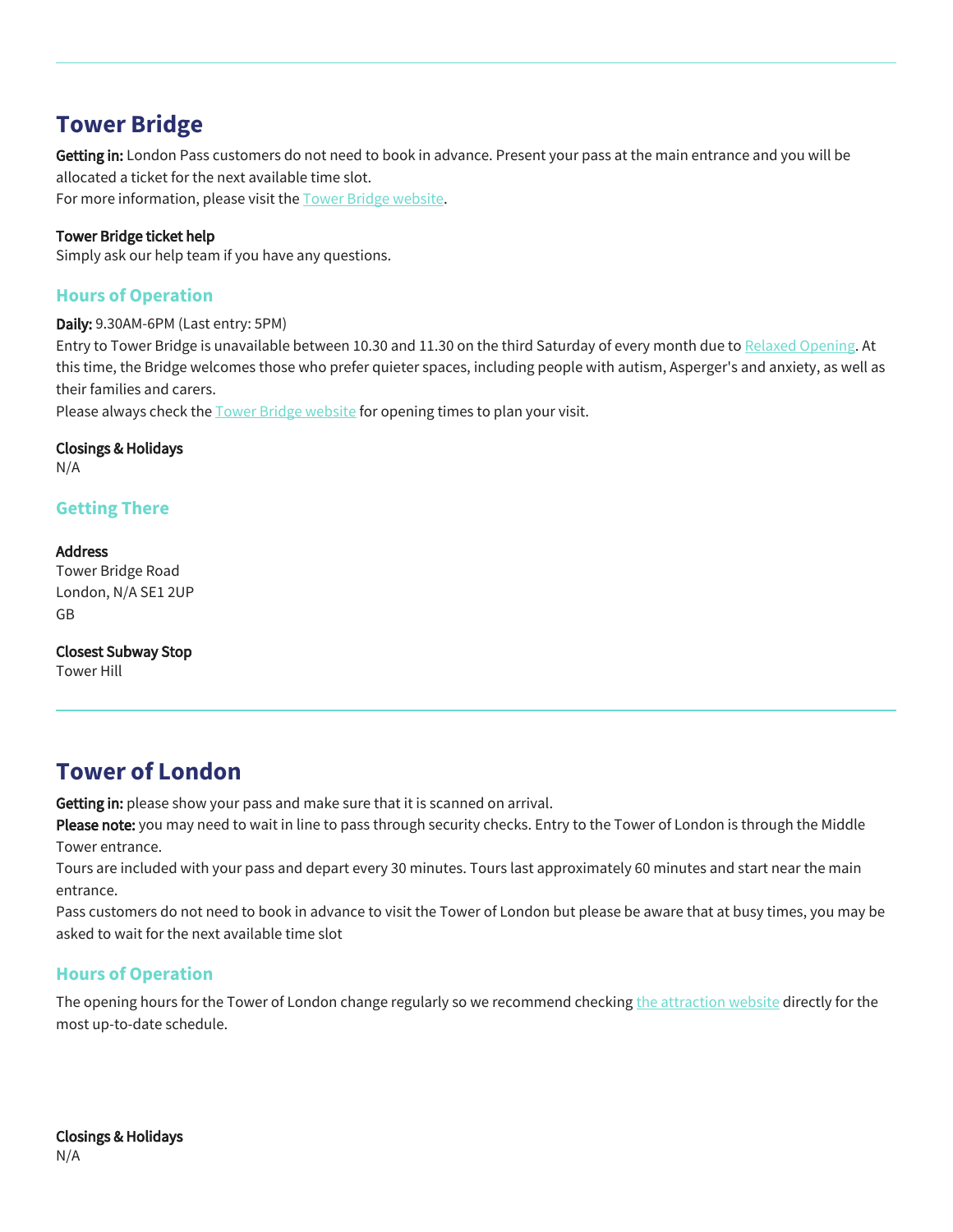## Tower Bridge

**Getting in:** London Pass customers do not need to book in advance. Present your pass at the main entrance and you will be allocated a ticket for the next available time slot.
For more information, please visit the Tower Bridge website.

**Tower Bridge ticket help**
Simply ask our help team if you have any questions.

### Hours of Operation

**Daily:** 9.30AM-6PM (Last entry: 5PM)
Entry to Tower Bridge is unavailable between 10.30 and 11.30 on the third Saturday of every month due to Relaxed Opening. At this time, the Bridge welcomes those who prefer quieter spaces, including people with autism, Asperger's and anxiety, as well as their families and carers.
Please always check the Tower Bridge website for opening times to plan your visit.

**Closings & Holidays**
N/A

### Getting There

**Address**
Tower Bridge Road
London, N/A SE1 2UP
GB

**Closest Subway Stop**
Tower Hill

## Tower of London

**Getting in:** please show your pass and make sure that it is scanned on arrival.
**Please note:** you may need to wait in line to pass through security checks. Entry to the Tower of London is through the Middle Tower entrance.
Tours are included with your pass and depart every 30 minutes. Tours last approximately 60 minutes and start near the main entrance.
Pass customers do not need to book in advance to visit the Tower of London but please be aware that at busy times, you may be asked to wait for the next available time slot

### Hours of Operation

The opening hours for the Tower of London change regularly so we recommend checking the attraction website directly for the most up-to-date schedule.

**Closings & Holidays**
N/A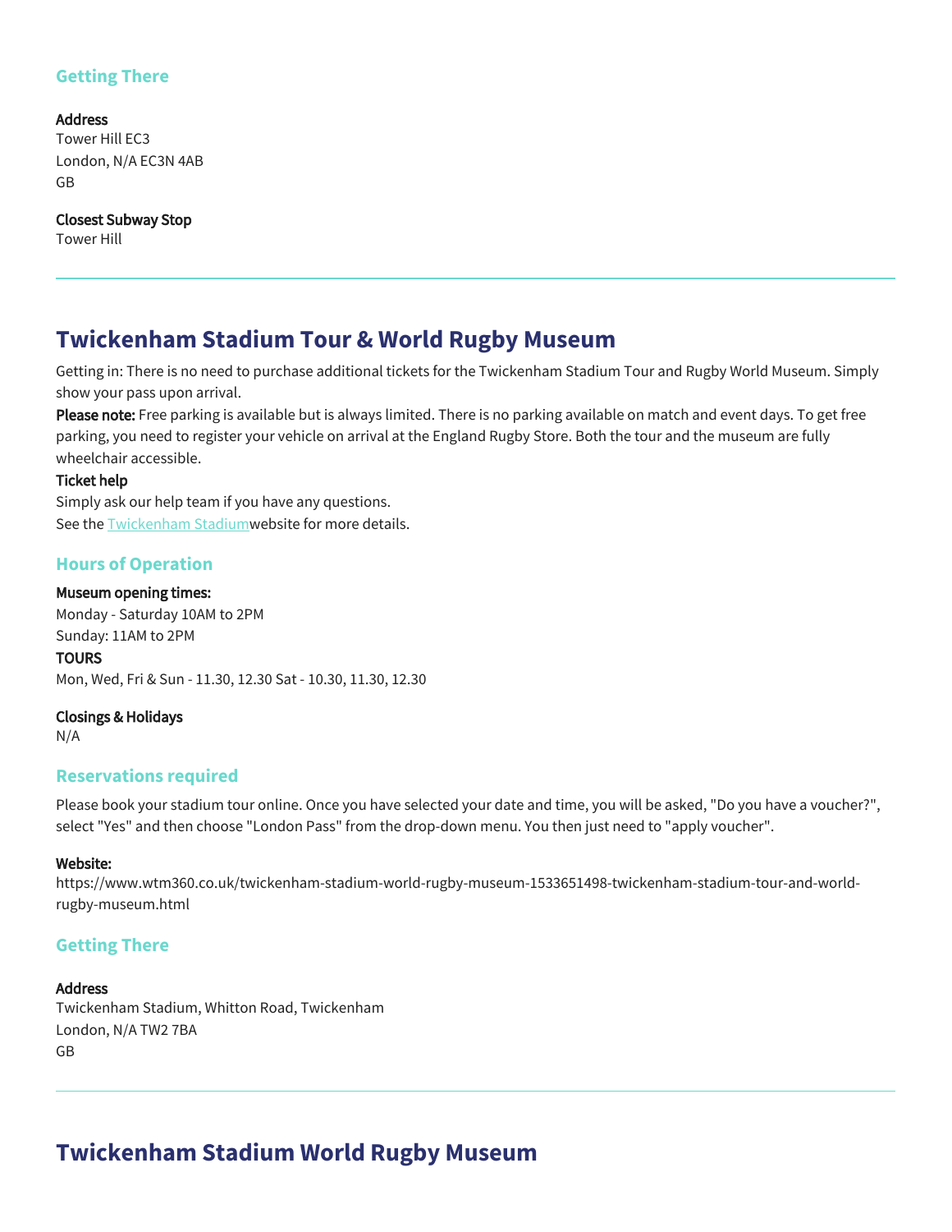### Getting There

**Address**
Tower Hill EC3
London, N/A EC3N 4AB
GB

**Closest Subway Stop**
Tower Hill

---

## Twickenham Stadium Tour & World Rugby Museum

Getting in: There is no need to purchase additional tickets for the Twickenham Stadium Tour and Rugby World Museum. Simply show your pass upon arrival.

**Please note:** Free parking is available but is always limited. There is no parking available on match and event days. To get free parking, you need to register your vehicle on arrival at the England Rugby Store. Both the tour and the museum are fully wheelchair accessible.

**Ticket help**
Simply ask our help team if you have any questions.
See the Twickenham Stadiumwebsite for more details.

### Hours of Operation

**Museum opening times:**
Monday - Saturday 10AM to 2PM
Sunday: 11AM to 2PM
**TOURS**
Mon, Wed, Fri & Sun - 11.30, 12.30 Sat - 10.30, 11.30, 12.30

**Closings & Holidays**
N/A

### Reservations required

Please book your stadium tour online. Once you have selected your date and time, you will be asked, "Do you have a voucher?", select "Yes" and then choose "London Pass" from the drop-down menu. You then just need to "apply voucher".

**Website:**
https://www.wtm360.co.uk/twickenham-stadium-world-rugby-museum-1533651498-twickenham-stadium-tour-and-world-rugby-museum.html

### Getting There

**Address**
Twickenham Stadium, Whitton Road, Twickenham
London, N/A TW2 7BA
GB

---

## Twickenham Stadium World Rugby Museum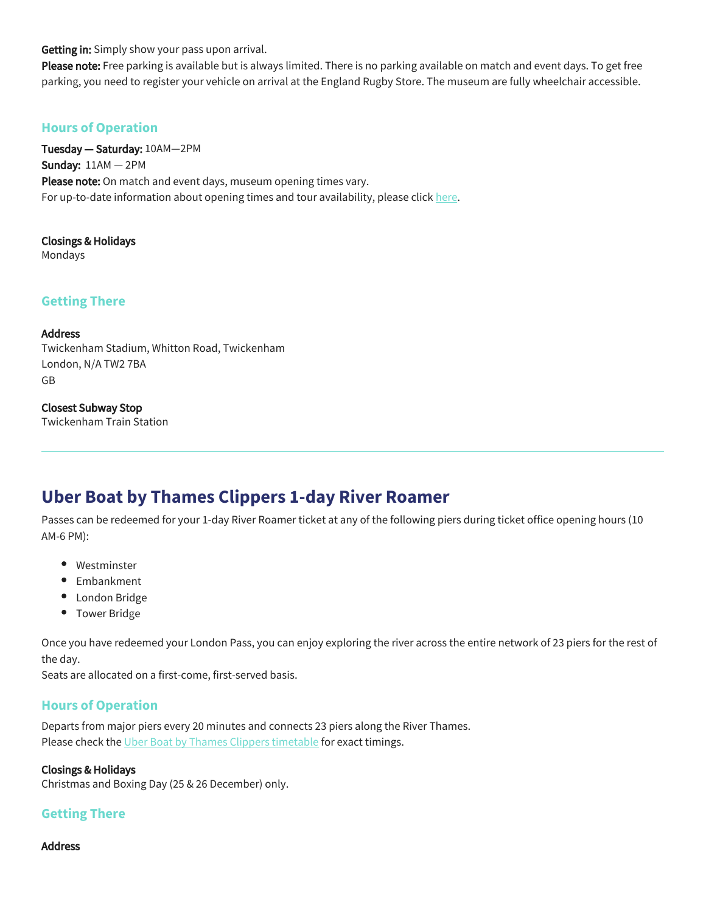**Getting in:** Simply show your pass upon arrival.
**Please note:** Free parking is available but is always limited. There is no parking available on match and event days. To get free parking, you need to register your vehicle on arrival at the England Rugby Store. The museum are fully wheelchair accessible.

### Hours of Operation

**Tuesday — Saturday:** 10AM—2PM
**Sunday:** 11AM — 2PM
**Please note:** On match and event days, museum opening times vary.
For up-to-date information about opening times and tour availability, please click here.

**Closings & Holidays**
Mondays

### Getting There

**Address**
Twickenham Stadium, Whitton Road, Twickenham
London, N/A TW2 7BA
GB

**Closest Subway Stop**
Twickenham Train Station

---

## Uber Boat by Thames Clippers 1-day River Roamer

Passes can be redeemed for your 1-day River Roamer ticket at any of the following piers during ticket office opening hours (10 AM-6 PM):

- Westminster
- Embankment
- London Bridge
- Tower Bridge

Once you have redeemed your London Pass, you can enjoy exploring the river across the entire network of 23 piers for the rest of the day.
Seats are allocated on a first-come, first-served basis.

### Hours of Operation

Departs from major piers every 20 minutes and connects 23 piers along the River Thames.
Please check the Uber Boat by Thames Clippers timetable for exact timings.

**Closings & Holidays**
Christmas and Boxing Day (25 & 26 December) only.

### Getting There

**Address**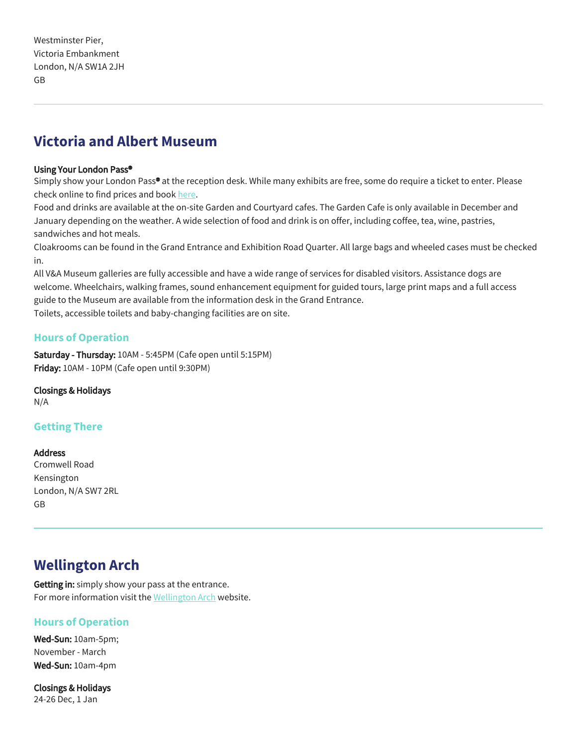Westminster Pier,
Victoria Embankment
London, N/A SW1A 2JH
GB

---

## Victoria and Albert Museum

**Using Your London Pass®**
Simply show your London Pass® at the reception desk. While many exhibits are free, some do require a ticket to enter. Please check online to find prices and book here.
Food and drinks are available at the on-site Garden and Courtyard cafes. The Garden Cafe is only available in December and January depending on the weather. A wide selection of food and drink is on offer, including coffee, tea, wine, pastries, sandwiches and hot meals.
Cloakrooms can be found in the Grand Entrance and Exhibition Road Quarter. All large bags and wheeled cases must be checked in.
All V&A Museum galleries are fully accessible and have a wide range of services for disabled visitors. Assistance dogs are welcome. Wheelchairs, walking frames, sound enhancement equipment for guided tours, large print maps and a full access guide to the Museum are available from the information desk in the Grand Entrance.
Toilets, accessible toilets and baby-changing facilities are on site.

### Hours of Operation

**Saturday - Thursday:** 10AM - 5:45PM (Cafe open until 5:15PM)
**Friday:** 10AM - 10PM (Cafe open until 9:30PM)

**Closings & Holidays**
N/A

### Getting There

**Address**
Cromwell Road
Kensington
London, N/A SW7 2RL
GB

---

## Wellington Arch

**Getting in:** simply show your pass at the entrance.
For more information visit the Wellington Arch website.

### Hours of Operation

**Wed-Sun:** 10am-5pm;
November - March
**Wed-Sun:** 10am-4pm

**Closings & Holidays**
24-26 Dec, 1 Jan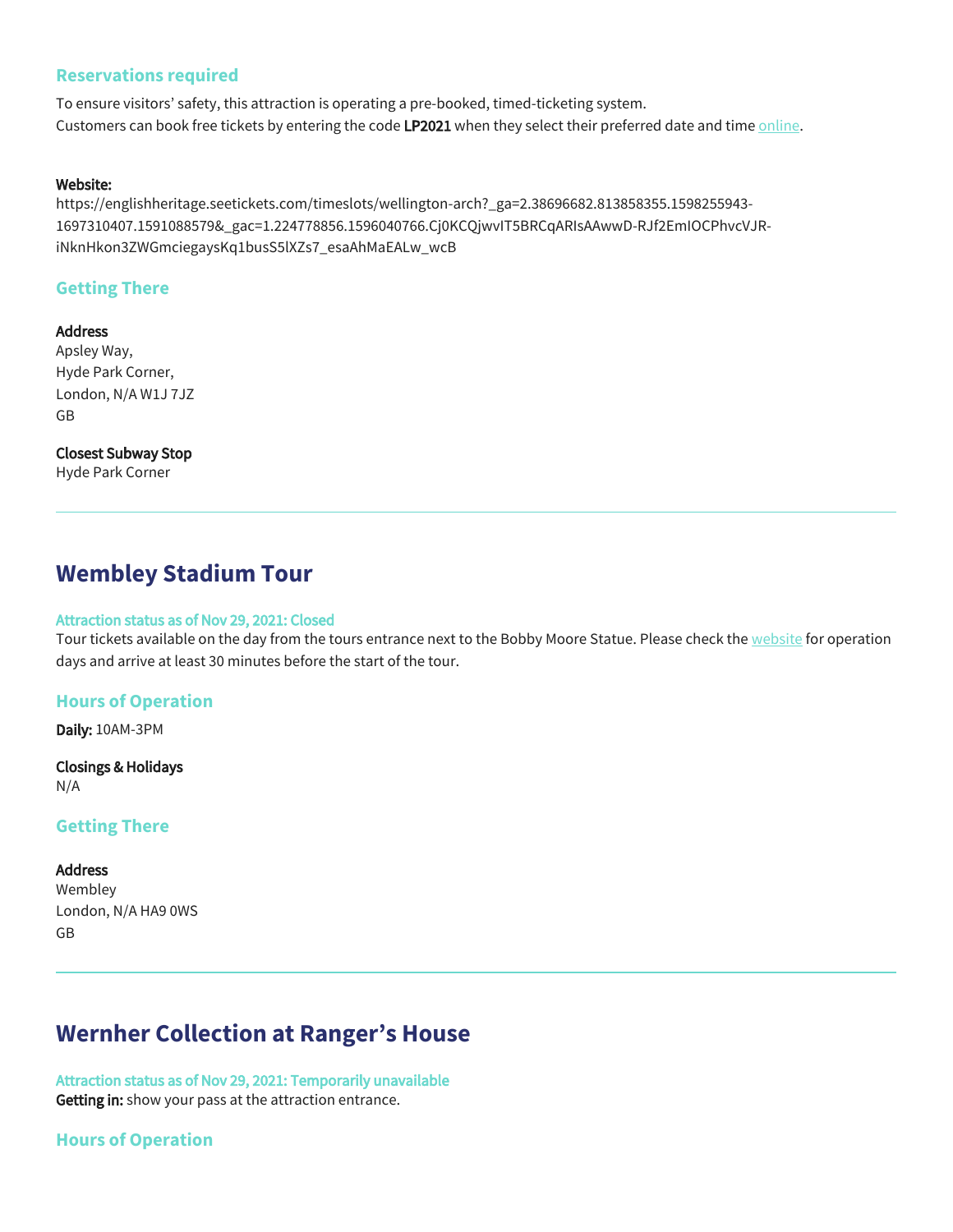### Reservations required

To ensure visitors' safety, this attraction is operating a pre-booked, timed-ticketing system.
Customers can book free tickets by entering the code **LP2021** when they select their preferred date and time online.

**Website:**
https://englishheritage.seetickets.com/timeslots/wellington-arch?_ga=2.38696682.813858355.1598255943-1697310407.1591088579&_gac=1.224778856.1596040766.Cj0KCQjwvIT5BRCqARIsAAwwD-RJf2EmIOCPhvcVJR-iNknHkon3ZWGmciegaysKq1busS5lXZs7_esaAhMaEALw_wcB

### Getting There

**Address**
Apsley Way,
Hyde Park Corner,
London, N/A W1J 7JZ
GB

**Closest Subway Stop**
Hyde Park Corner

---

## Wembley Stadium Tour

**Attraction status as of Nov 29, 2021: Closed**
Tour tickets available on the day from the tours entrance next to the Bobby Moore Statue. Please check the website for operation days and arrive at least 30 minutes before the start of the tour.

### Hours of Operation

**Daily:** 10AM-3PM

**Closings & Holidays**
N/A

### Getting There

**Address**
Wembley
London, N/A HA9 0WS
GB

---

## Wernher Collection at Ranger's House

**Attraction status as of Nov 29, 2021: Temporarily unavailable**
**Getting in:** show your pass at the attraction entrance.

### Hours of Operation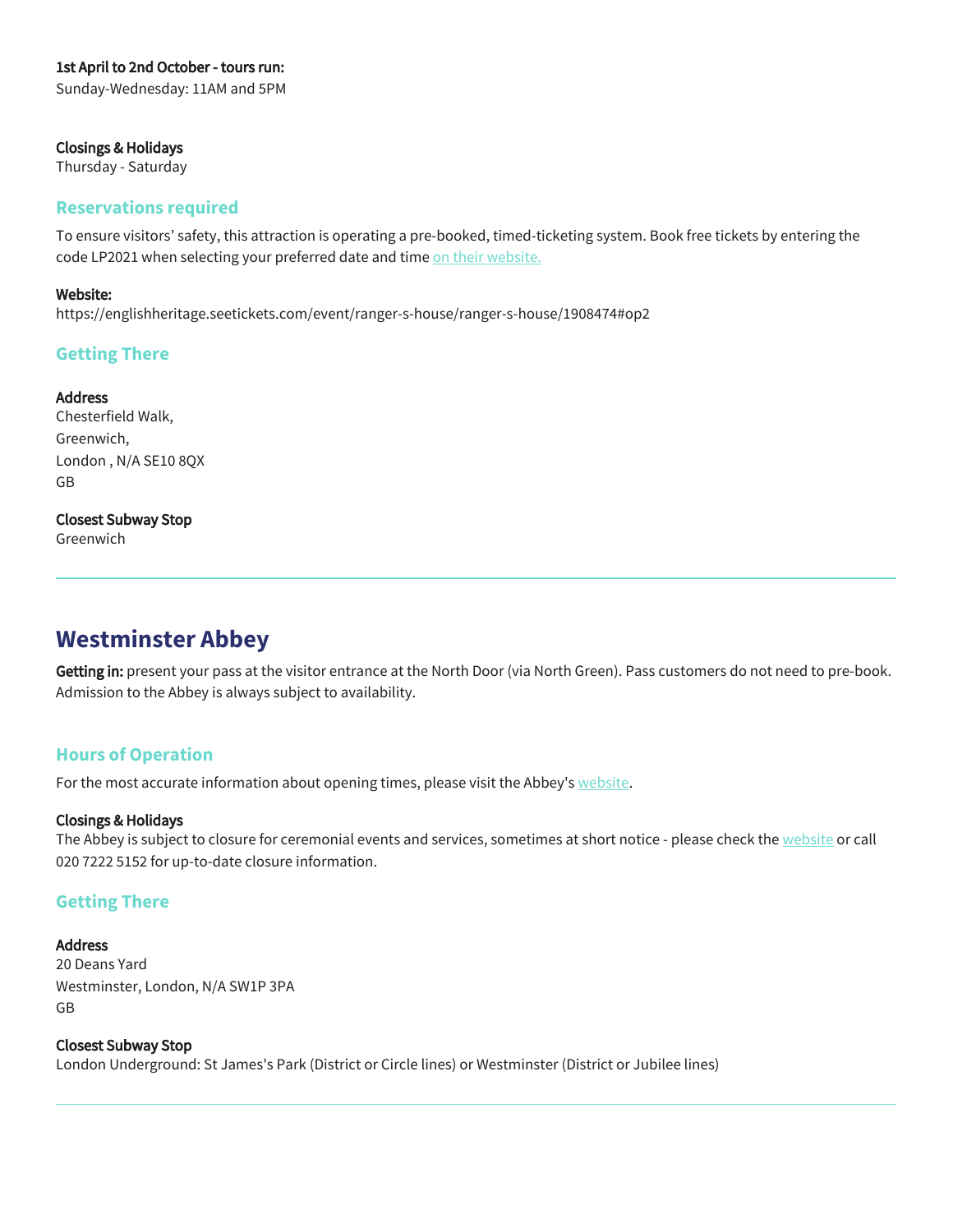**1st April to 2nd October - tours run:**
Sunday-Wednesday: 11AM and 5PM

**Closings & Holidays**
Thursday - Saturday

### Reservations required

To ensure visitors' safety, this attraction is operating a pre-booked, timed-ticketing system. Book free tickets by entering the code LP2021 when selecting your preferred date and time on their website.

**Website:**
https://englishheritage.seetickets.com/event/ranger-s-house/ranger-s-house/1908474#op2

### Getting There

**Address**
Chesterfield Walk,
Greenwich,
London , N/A SE10 8QX
GB

**Closest Subway Stop**
Greenwich

---

## Westminster Abbey

**Getting in:** present your pass at the visitor entrance at the North Door (via North Green). Pass customers do not need to pre-book. Admission to the Abbey is always subject to availability.

### Hours of Operation

For the most accurate information about opening times, please visit the Abbey's website.

**Closings & Holidays**
The Abbey is subject to closure for ceremonial events and services, sometimes at short notice - please check the website or call 020 7222 5152 for up-to-date closure information.

### Getting There

**Address**
20 Deans Yard
Westminster, London, N/A SW1P 3PA
GB

**Closest Subway Stop**
London Underground: St James's Park (District or Circle lines) or Westminster (District or Jubilee lines)

---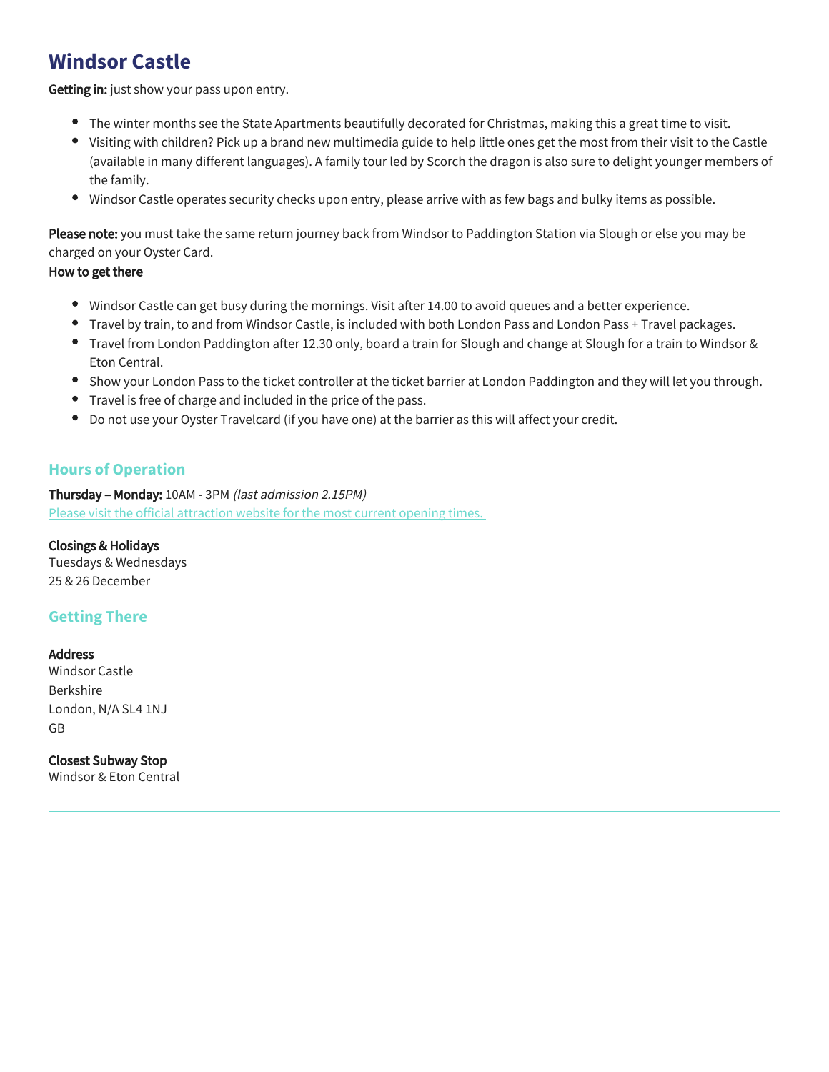# Windsor Castle

**Getting in:** just show your pass upon entry.

- The winter months see the State Apartments beautifully decorated for Christmas, making this a great time to visit.
- Visiting with children? Pick up a brand new multimedia guide to help little ones get the most from their visit to the Castle (available in many different languages). A family tour led by Scorch the dragon is also sure to delight younger members of the family.
- Windsor Castle operates security checks upon entry, please arrive with as few bags and bulky items as possible.

**Please note:** you must take the same return journey back from Windsor to Paddington Station via Slough or else you may be charged on your Oyster Card.

**How to get there**

- Windsor Castle can get busy during the mornings. Visit after 14.00 to avoid queues and a better experience.
- Travel by train, to and from Windsor Castle, is included with both London Pass and London Pass + Travel packages.
- Travel from London Paddington after 12.30 only, board a train for Slough and change at Slough for a train to Windsor & Eton Central.
- Show your London Pass to the ticket controller at the ticket barrier at London Paddington and they will let you through.
- Travel is free of charge and included in the price of the pass.
- Do not use your Oyster Travelcard (if you have one) at the barrier as this will affect your credit.

## Hours of Operation

**Thursday – Monday:** 10AM - 3PM *(last admission 2.15PM)*
Please visit the official attraction website for the most current opening times.

**Closings & Holidays**
Tuesdays & Wednesdays
25 & 26 December

## Getting There

**Address**
Windsor Castle
Berkshire
London, N/A SL4 1NJ
GB

**Closest Subway Stop**
Windsor & Eton Central